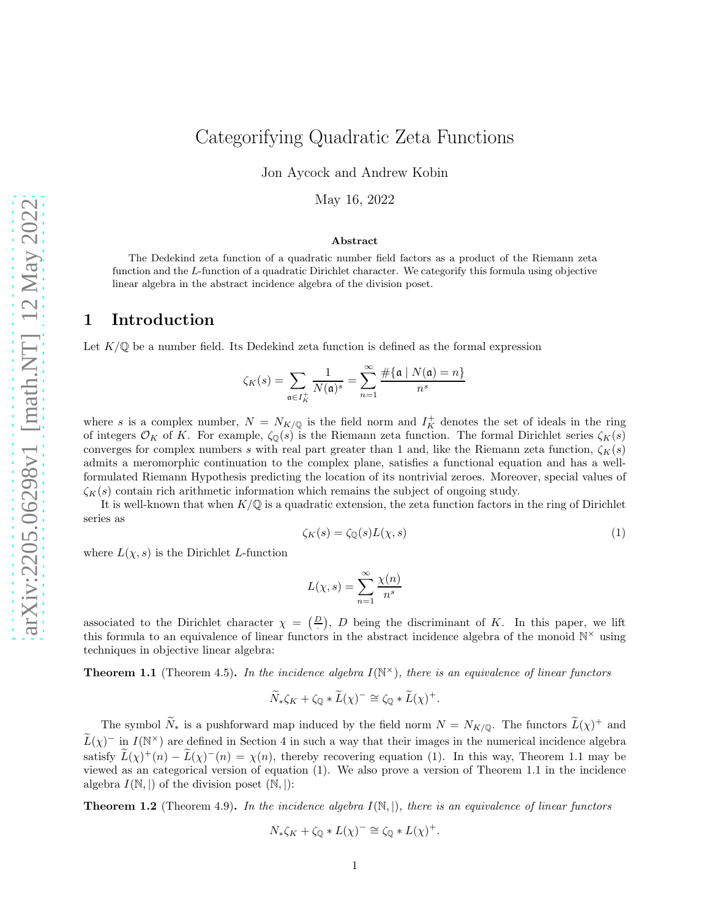# Categorifying Quadratic Zeta Functions

Jon Aycock and Andrew Kobin

May 16, 2022

### Abstract

The Dedekind zeta function of a quadratic number field factors as a product of the Riemann zeta function and the $L$-function of a quadratic Dirichlet character. We categorify this formula using objective linear algebra in the abstract incidence algebra of the division poset.

## 1 Introduction

Let $K/\mathbb{Q}$ be a number field. Its Dedekind zeta function is defined as the formal expression

$$\zeta_K(s) = \sum_{\mathfrak{a}\in I_K^+} \frac{1}{N(\mathfrak{a})^s} = \sum_{n=1}^{\infty} \frac{\#\{\mathfrak{a} \mid N(\mathfrak{a}) = n\}}{n^s}$$

where $s$ is a complex number, $N = N_{K/\mathbb{Q}}$ is the field norm and $I_K^+$ denotes the set of ideals in the ring of integers $\mathcal{O}_K$ of $K$. For example, $\zeta_{\mathbb{Q}}(s)$ is the Riemann zeta function. The formal Dirichlet series $\zeta_K(s)$ converges for complex numbers $s$ with real part greater than 1 and, like the Riemann zeta function, $\zeta_K(s)$ admits a meromorphic continuation to the complex plane, satisfies a functional equation and has a well-formulated Riemann Hypothesis predicting the location of its nontrivial zeroes. Moreover, special values of $\zeta_K(s)$ contain rich arithmetic information which remains the subject of ongoing study.

It is well-known that when $K/\mathbb{Q}$ is a quadratic extension, the zeta function factors in the ring of Dirichlet series as

$$\zeta_K(s) = \zeta_{\mathbb{Q}}(s)L(\chi, s) \tag{1}$$

where $L(\chi, s)$ is the Dirichlet $L$-function

$$L(\chi, s) = \sum_{n=1}^{\infty} \frac{\chi(n)}{n^s}$$

associated to the Dirichlet character $\chi = \left(\frac{D}{\cdot}\right)$, $D$ being the discriminant of $K$. In this paper, we lift this formula to an equivalence of linear functors in the abstract incidence algebra of the monoid $\mathbb{N}^\times$ using techniques in objective linear algebra:

**Theorem 1.1** (Theorem 4.5)**.** *In the incidence algebra $I(\mathbb{N}^\times)$, there is an equivalence of linear functors*

$$\widetilde{N}_*\zeta_K + \zeta_{\mathbb{Q}} * \widetilde{L}(\chi)^- \cong \zeta_{\mathbb{Q}} * \widetilde{L}(\chi)^+.$$

The symbol $\widetilde{N}_*$ is a pushforward map induced by the field norm $N = N_{K/\mathbb{Q}}$. The functors $\widetilde{L}(\chi)^+$ and $\widetilde{L}(\chi)^-$ in $I(\mathbb{N}^\times)$ are defined in Section 4 in such a way that their images in the numerical incidence algebra satisfy $\widetilde{L}(\chi)^+(n) - \widetilde{L}(\chi)^-(n) = \chi(n)$, thereby recovering equation (1). In this way, Theorem 1.1 may be viewed as an categorical version of equation (1). We also prove a version of Theorem 1.1 in the incidence algebra $I(\mathbb{N}, |)$ of the division poset $(\mathbb{N}, |)$:

**Theorem 1.2** (Theorem 4.9)**.** *In the incidence algebra $I(\mathbb{N}, |)$, there is an equivalence of linear functors*

$$N_*\zeta_K + \zeta_{\mathbb{Q}} * L(\chi)^- \cong \zeta_{\mathbb{Q}} * L(\chi)^+.$$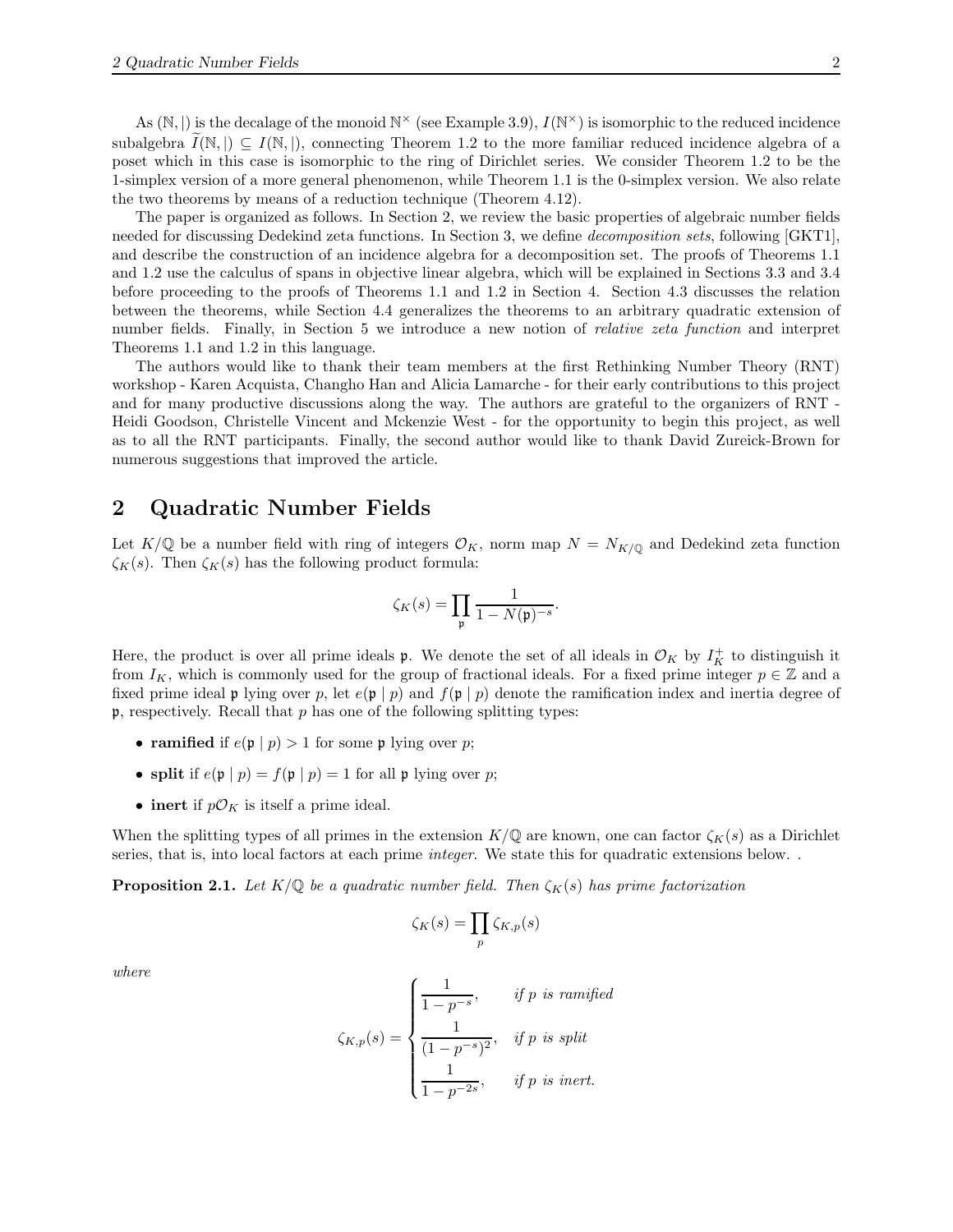As $(\mathbb{N}, |)$ is the decalage of the monoid $\mathbb{N}^\times$ (see Example 3.9), $I(\mathbb{N}^\times)$ is isomorphic to the reduced incidence subalgebra $\widetilde{I}(\mathbb{N}, |) \subseteq I(\mathbb{N}, |)$, connecting Theorem 1.2 to the more familiar reduced incidence algebra of a poset which in this case is isomorphic to the ring of Dirichlet series. We consider Theorem 1.2 to be the 1-simplex version of a more general phenomenon, while Theorem 1.1 is the 0-simplex version. We also relate the two theorems by means of a reduction technique (Theorem 4.12).

The paper is organized as follows. In Section 2, we review the basic properties of algebraic number fields needed for discussing Dedekind zeta functions. In Section 3, we define *decomposition sets*, following [GKT1], and describe the construction of an incidence algebra for a decomposition set. The proofs of Theorems 1.1 and 1.2 use the calculus of spans in objective linear algebra, which will be explained in Sections 3.3 and 3.4 before proceeding to the proofs of Theorems 1.1 and 1.2 in Section 4. Section 4.3 discusses the relation between the theorems, while Section 4.4 generalizes the theorems to an arbitrary quadratic extension of number fields. Finally, in Section 5 we introduce a new notion of *relative zeta function* and interpret Theorems 1.1 and 1.2 in this language.

The authors would like to thank their team members at the first Rethinking Number Theory (RNT) workshop - Karen Acquista, Changho Han and Alicia Lamarche - for their early contributions to this project and for many productive discussions along the way. The authors are grateful to the organizers of RNT - Heidi Goodson, Christelle Vincent and Mckenzie West - for the opportunity to begin this project, as well as to all the RNT participants. Finally, the second author would like to thank David Zureick-Brown for numerous suggestions that improved the article.

## 2 Quadratic Number Fields

Let $K/\mathbb{Q}$ be a number field with ring of integers $\mathcal{O}_K$, norm map $N = N_{K/\mathbb{Q}}$ and Dedekind zeta function $\zeta_K(s)$. Then $\zeta_K(s)$ has the following product formula:

$$\zeta_K(s) = \prod_{\mathfrak{p}} \frac{1}{1 - N(\mathfrak{p})^{-s}}.$$

Here, the product is over all prime ideals $\mathfrak{p}$. We denote the set of all ideals in $\mathcal{O}_K$ by $I_K^+$ to distinguish it from $I_K$, which is commonly used for the group of fractional ideals. For a fixed prime integer $p \in \mathbb{Z}$ and a fixed prime ideal $\mathfrak{p}$ lying over $p$, let $e(\mathfrak{p} \mid p)$ and $f(\mathfrak{p} \mid p)$ denote the ramification index and inertia degree of $\mathfrak{p}$, respectively. Recall that $p$ has one of the following splitting types:

- **ramified** if $e(\mathfrak{p} \mid p) > 1$ for some $\mathfrak{p}$ lying over $p$;
- **split** if $e(\mathfrak{p} \mid p) = f(\mathfrak{p} \mid p) = 1$ for all $\mathfrak{p}$ lying over $p$;
- **inert** if $p\mathcal{O}_K$ is itself a prime ideal.

When the splitting types of all primes in the extension $K/\mathbb{Q}$ are known, one can factor $\zeta_K(s)$ as a Dirichlet series, that is, into local factors at each prime *integer*. We state this for quadratic extensions below. .

**Proposition 2.1.** *Let $K/\mathbb{Q}$ be a quadratic number field. Then $\zeta_K(s)$ has prime factorization*

$$\zeta_K(s) = \prod_p \zeta_{K,p}(s)$$

*where*

$$\zeta_{K,p}(s) = \begin{cases} \dfrac{1}{1 - p^{-s}}, & \text{if } p \text{ is ramified} \\ \dfrac{1}{(1 - p^{-s})^2}, & \text{if } p \text{ is split} \\ \dfrac{1}{1 - p^{-2s}}, & \text{if } p \text{ is inert.} \end{cases}$$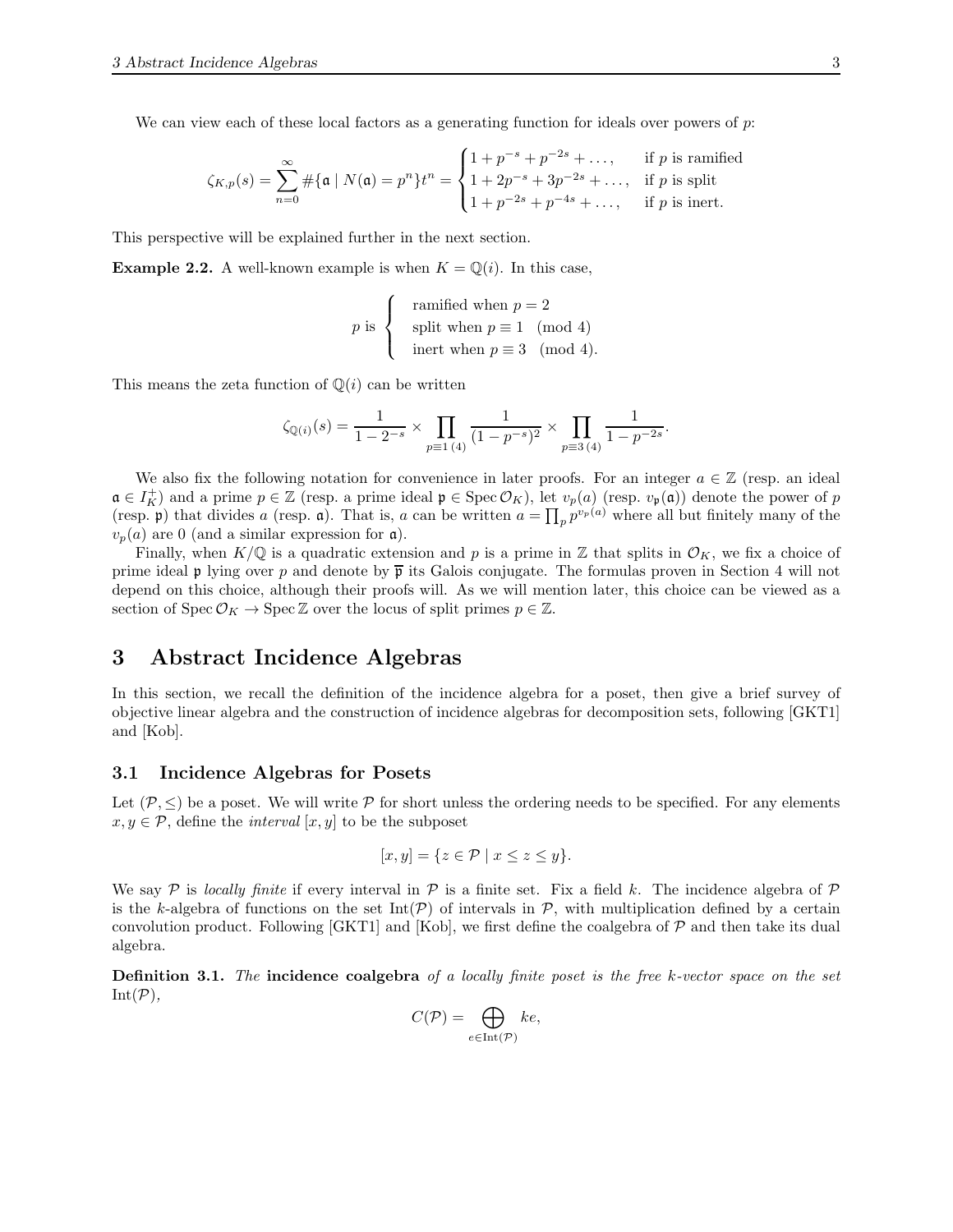We can view each of these local factors as a generating function for ideals over powers of $p$:

$$\zeta_{K,p}(s) = \sum_{n=0}^{\infty} \#\{\mathfrak{a} \mid N(\mathfrak{a}) = p^n\} t^n = \begin{cases} 1 + p^{-s} + p^{-2s} + \dots, & \text{if } p \text{ is ramified} \\ 1 + 2p^{-s} + 3p^{-2s} + \dots, & \text{if } p \text{ is split} \\ 1 + p^{-2s} + p^{-4s} + \dots, & \text{if } p \text{ is inert.} \end{cases}$$

This perspective will be explained further in the next section.

**Example 2.2.** A well-known example is when $K = \mathbb{Q}(i)$. In this case,

$$p \text{ is } \begin{cases} \text{ramified when } p = 2 \\ \text{split when } p \equiv 1 \pmod 4 \\ \text{inert when } p \equiv 3 \pmod 4. \end{cases}$$

This means the zeta function of $\mathbb{Q}(i)$ can be written

$$\zeta_{\mathbb{Q}(i)}(s) = \frac{1}{1 - 2^{-s}} \times \prod_{p \equiv 1\,(4)} \frac{1}{(1 - p^{-s})^2} \times \prod_{p \equiv 3\,(4)} \frac{1}{1 - p^{-2s}}.$$

We also fix the following notation for convenience in later proofs. For an integer $a \in \mathbb{Z}$ (resp. an ideal $\mathfrak{a} \in I_K^+$) and a prime $p \in \mathbb{Z}$ (resp. a prime ideal $\mathfrak{p} \in \operatorname{Spec} \mathcal{O}_K$), let $v_p(a)$ (resp. $v_{\mathfrak{p}}(\mathfrak{a})$) denote the power of $p$ (resp. $\mathfrak{p}$) that divides $a$ (resp. $\mathfrak{a}$). That is, $a$ can be written $a = \prod_p p^{v_p(a)}$ where all but finitely many of the $v_p(a)$ are 0 (and a similar expression for $\mathfrak{a}$).

Finally, when $K/\mathbb{Q}$ is a quadratic extension and $p$ is a prime in $\mathbb{Z}$ that splits in $\mathcal{O}_K$, we fix a choice of prime ideal $\mathfrak{p}$ lying over $p$ and denote by $\overline{\mathfrak{p}}$ its Galois conjugate. The formulas proven in Section 4 will not depend on this choice, although their proofs will. As we will mention later, this choice can be viewed as a section of $\operatorname{Spec} \mathcal{O}_K \to \operatorname{Spec} \mathbb{Z}$ over the locus of split primes $p \in \mathbb{Z}$.

# 3 Abstract Incidence Algebras

In this section, we recall the definition of the incidence algebra for a poset, then give a brief survey of objective linear algebra and the construction of incidence algebras for decomposition sets, following [GKT1] and [Kob].

## 3.1 Incidence Algebras for Posets

Let $(\mathcal{P}, \leq)$ be a poset. We will write $\mathcal{P}$ for short unless the ordering needs to be specified. For any elements $x, y \in \mathcal{P}$, define the *interval* $[x, y]$ to be the subposet

$$[x, y] = \{z \in \mathcal{P} \mid x \leq z \leq y\}.$$

We say $\mathcal{P}$ is *locally finite* if every interval in $\mathcal{P}$ is a finite set. Fix a field $k$. The incidence algebra of $\mathcal{P}$ is the $k$-algebra of functions on the set $\operatorname{Int}(\mathcal{P})$ of intervals in $\mathcal{P}$, with multiplication defined by a certain convolution product. Following [GKT1] and [Kob], we first define the coalgebra of $\mathcal{P}$ and then take its dual algebra.

**Definition 3.1.** *The* **incidence coalgebra** *of a locally finite poset is the free $k$-vector space on the set* $\operatorname{Int}(\mathcal{P})$,

$$C(\mathcal{P}) = \bigoplus_{e \in \operatorname{Int}(\mathcal{P})} ke,$$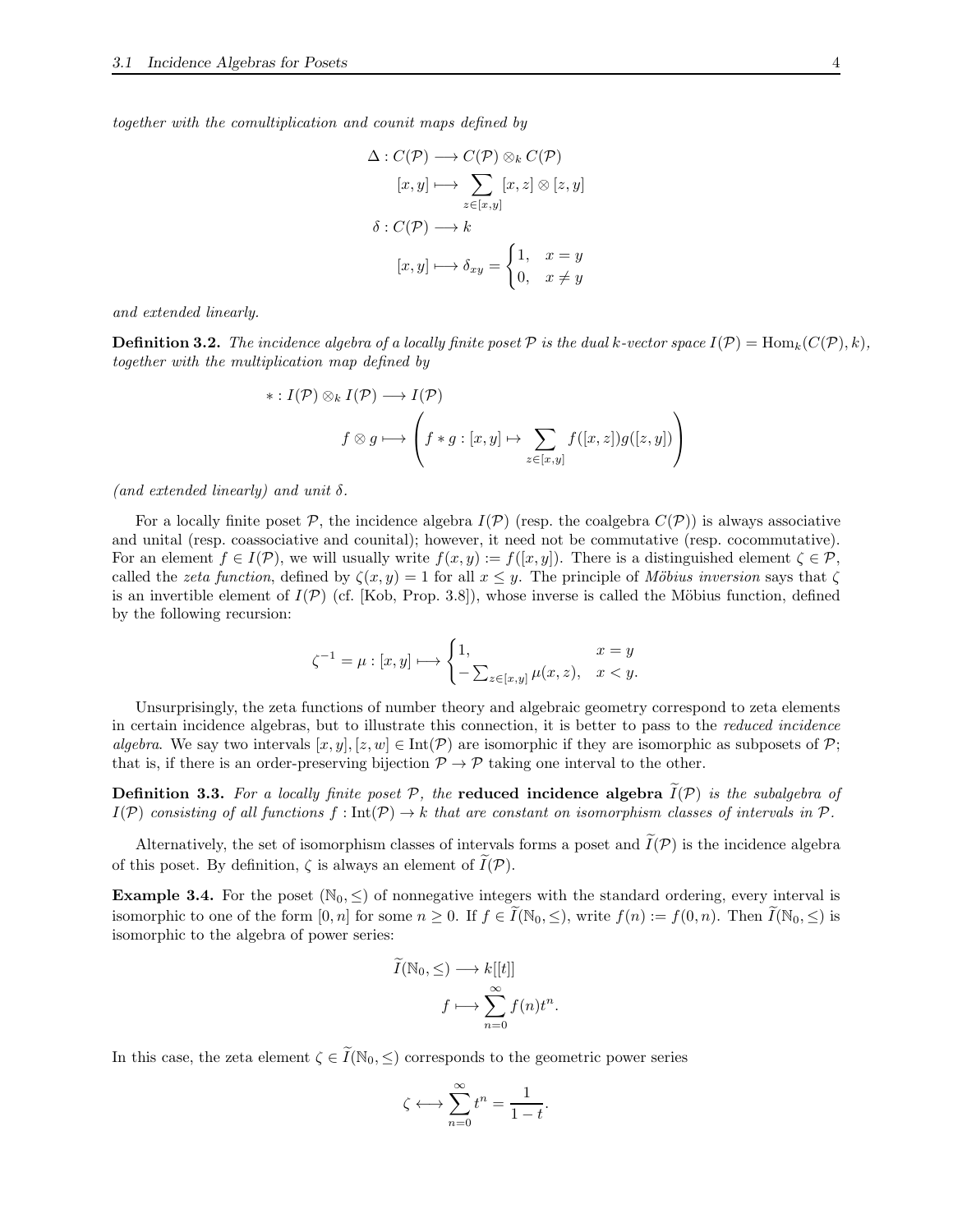*together with the comultiplication and counit maps defined by*

$$\begin{aligned}
\Delta : C(\mathcal{P}) &\longrightarrow C(\mathcal{P}) \otimes_k C(\mathcal{P}) \\
[x,y] &\longmapsto \sum_{z \in [x,y]} [x,z] \otimes [z,y] \\
\delta : C(\mathcal{P}) &\longrightarrow k \\
[x,y] &\longmapsto \delta_{xy} = \begin{cases} 1, & x = y \\ 0, & x \neq y \end{cases}
\end{aligned}$$

*and extended linearly.*

**Definition 3.2.** *The incidence algebra of a locally finite poset $\mathcal{P}$ is the dual $k$-vector space $I(\mathcal{P}) = \mathrm{Hom}_k(C(\mathcal{P}), k)$, together with the multiplication map defined by*

$$\begin{aligned}
* : I(\mathcal{P}) \otimes_k I(\mathcal{P}) &\longrightarrow I(\mathcal{P}) \\
f \otimes g &\longmapsto \left( f * g : [x,y] \mapsto \sum_{z \in [x,y]} f([x,z]) g([z,y]) \right)
\end{aligned}$$

*(and extended linearly) and unit $\delta$.*

For a locally finite poset $\mathcal{P}$, the incidence algebra $I(\mathcal{P})$ (resp. the coalgebra $C(\mathcal{P})$) is always associative and unital (resp. coassociative and counital); however, it need not be commutative (resp. cocommutative). For an element $f \in I(\mathcal{P})$, we will usually write $f(x,y) := f([x,y])$. There is a distinguished element $\zeta \in \mathcal{P}$, called the *zeta function*, defined by $\zeta(x,y) = 1$ for all $x \leq y$. The principle of *Möbius inversion* says that $\zeta$ is an invertible element of $I(\mathcal{P})$ (cf. [Kob, Prop. 3.8]), whose inverse is called the Möbius function, defined by the following recursion:

$$\zeta^{-1} = \mu : [x,y] \longmapsto \begin{cases} 1, & x = y \\ -\sum_{z \in [x,y]} \mu(x,z), & x < y. \end{cases}$$

Unsurprisingly, the zeta functions of number theory and algebraic geometry correspond to zeta elements in certain incidence algebras, but to illustrate this connection, it is better to pass to the *reduced incidence algebra*. We say two intervals $[x,y], [z,w] \in \mathrm{Int}(\mathcal{P})$ are isomorphic if they are isomorphic as subposets of $\mathcal{P}$; that is, if there is an order-preserving bijection $\mathcal{P} \to \mathcal{P}$ taking one interval to the other.

**Definition 3.3.** *For a locally finite poset $\mathcal{P}$, the* **reduced incidence algebra** *$\widetilde{I}(\mathcal{P})$ is the subalgebra of $I(\mathcal{P})$ consisting of all functions $f : \mathrm{Int}(\mathcal{P}) \to k$ that are constant on isomorphism classes of intervals in $\mathcal{P}$.*

Alternatively, the set of isomorphism classes of intervals forms a poset and $\widetilde{I}(\mathcal{P})$ is the incidence algebra of this poset. By definition, $\zeta$ is always an element of $\widetilde{I}(\mathcal{P})$.

**Example 3.4.** For the poset $(\mathbb{N}_0, \leq)$ of nonnegative integers with the standard ordering, every interval is isomorphic to one of the form $[0,n]$ for some $n \geq 0$. If $f \in \widetilde{I}(\mathbb{N}_0, \leq)$, write $f(n) := f(0,n)$. Then $\widetilde{I}(\mathbb{N}_0, \leq)$ is isomorphic to the algebra of power series:

$$\begin{aligned}
\widetilde{I}(\mathbb{N}_0, \leq) &\longrightarrow k[[t]] \\
f &\longmapsto \sum_{n=0}^{\infty} f(n) t^n.
\end{aligned}$$

In this case, the zeta element $\zeta \in \widetilde{I}(\mathbb{N}_0, \leq)$ corresponds to the geometric power series

$$\zeta \longleftrightarrow \sum_{n=0}^{\infty} t^n = \frac{1}{1-t}.$$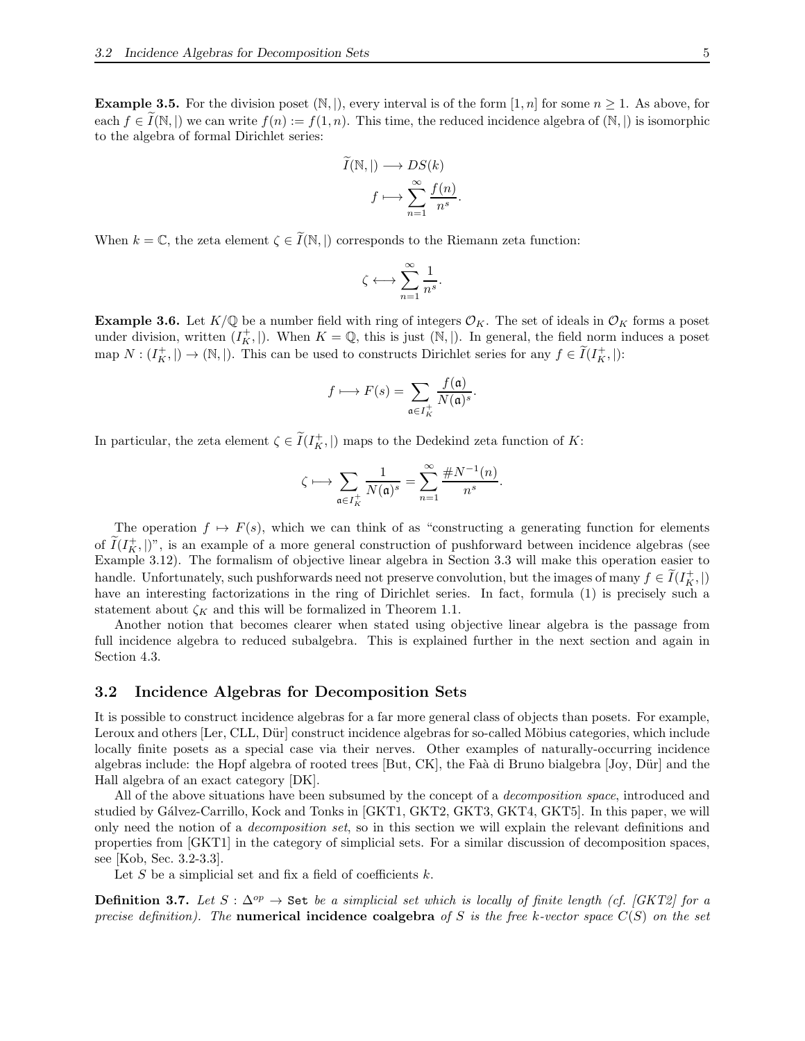**Example 3.5.** For the division poset $(\mathbb{N}, |)$, every interval is of the form $[1, n]$ for some $n \geq 1$. As above, for each $f \in \widetilde{I}(\mathbb{N}, |)$ we can write $f(n) := f(1, n)$. This time, the reduced incidence algebra of $(\mathbb{N}, |)$ is isomorphic to the algebra of formal Dirichlet series:

$$\widetilde{I}(\mathbb{N}, |) \longrightarrow DS(k)$$
$$f \longmapsto \sum_{n=1}^{\infty} \frac{f(n)}{n^s}.$$

When $k = \mathbb{C}$, the zeta element $\zeta \in \widetilde{I}(\mathbb{N}, |)$ corresponds to the Riemann zeta function:

$$\zeta \longleftrightarrow \sum_{n=1}^{\infty} \frac{1}{n^s}.$$

**Example 3.6.** Let $K/\mathbb{Q}$ be a number field with ring of integers $\mathcal{O}_K$. The set of ideals in $\mathcal{O}_K$ forms a poset under division, written $(I_K^+, |)$. When $K = \mathbb{Q}$, this is just $(\mathbb{N}, |)$. In general, the field norm induces a poset map $N : (I_K^+, |) \to (\mathbb{N}, |)$. This can be used to constructs Dirichlet series for any $f \in \widetilde{I}(I_K^+, |)$:

$$f \longmapsto F(s) = \sum_{\mathfrak{a} \in I_K^+} \frac{f(\mathfrak{a})}{N(\mathfrak{a})^s}.$$

In particular, the zeta element $\zeta \in \widetilde{I}(I_K^+, |)$ maps to the Dedekind zeta function of $K$:

$$\zeta \longmapsto \sum_{\mathfrak{a} \in I_K^+} \frac{1}{N(\mathfrak{a})^s} = \sum_{n=1}^{\infty} \frac{\#N^{-1}(n)}{n^s}.$$

The operation $f \mapsto F(s)$, which we can think of as "constructing a generating function for elements of $\widetilde{I}(I_K^+, |)$", is an example of a more general construction of pushforward between incidence algebras (see Example 3.12). The formalism of objective linear algebra in Section 3.3 will make this operation easier to handle. Unfortunately, such pushforwards need not preserve convolution, but the images of many $f \in \widetilde{I}(I_K^+, |)$ have an interesting factorizations in the ring of Dirichlet series. In fact, formula (1) is precisely such a statement about $\zeta_K$ and this will be formalized in Theorem 1.1.

Another notion that becomes clearer when stated using objective linear algebra is the passage from full incidence algebra to reduced subalgebra. This is explained further in the next section and again in Section 4.3.

### 3.2 Incidence Algebras for Decomposition Sets

It is possible to construct incidence algebras for a far more general class of objects than posets. For example, Leroux and others [Ler, CLL, Dür] construct incidence algebras for so-called Möbius categories, which include locally finite posets as a special case via their nerves. Other examples of naturally-occurring incidence algebras include: the Hopf algebra of rooted trees [But, CK], the Faà di Bruno bialgebra [Joy, Dür] and the Hall algebra of an exact category [DK].

All of the above situations have been subsumed by the concept of a *decomposition space*, introduced and studied by Gálvez-Carrillo, Kock and Tonks in [GKT1, GKT2, GKT3, GKT4, GKT5]. In this paper, we will only need the notion of a *decomposition set*, so in this section we will explain the relevant definitions and properties from [GKT1] in the category of simplicial sets. For a similar discussion of decomposition spaces, see [Kob, Sec. 3.2-3.3].

Let $S$ be a simplicial set and fix a field of coefficients $k$.

**Definition 3.7.** *Let $S : \Delta^{op} \to \mathtt{Set}$ be a simplicial set which is locally of finite length (cf. [GKT2] for a precise definition). The* **numerical incidence coalgebra** *of $S$ is the free $k$-vector space $C(S)$ on the set*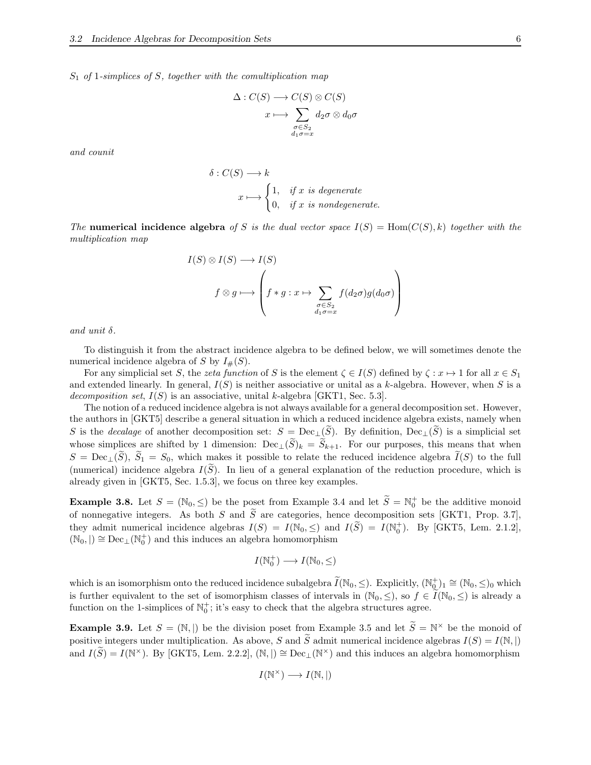*$S_1$ of 1-simplices of $S$, together with the comultiplication map*

$$\Delta : C(S) \longrightarrow C(S) \otimes C(S)$$
$$x \longmapsto \sum_{\substack{\sigma \in S_2 \\ d_1\sigma = x}} d_2\sigma \otimes d_0\sigma$$

*and counit*

$$\delta : C(S) \longrightarrow k$$
$$x \longmapsto \begin{cases} 1, & \text{if } x \text{ is degenerate} \\ 0, & \text{if } x \text{ is nondegenerate.} \end{cases}$$

*The* **numerical incidence algebra** *of $S$ is the dual vector space $I(S) = \mathrm{Hom}(C(S), k)$ together with the multiplication map*

$$I(S) \otimes I(S) \longrightarrow I(S)$$
$$f \otimes g \longmapsto \left( f * g : x \mapsto \sum_{\substack{\sigma \in S_2 \\ d_1\sigma = x}} f(d_2\sigma) g(d_0\sigma) \right)$$

*and unit $\delta$.*

To distinguish it from the abstract incidence algebra to be defined below, we will sometimes denote the numerical incidence algebra of $S$ by $I_{\#}(S)$.

For any simplicial set $S$, the *zeta function* of $S$ is the element $\zeta \in I(S)$ defined by $\zeta : x \mapsto 1$ for all $x \in S_1$ and extended linearly. In general, $I(S)$ is neither associative or unital as a $k$-algebra. However, when $S$ is a *decomposition set*, $I(S)$ is an associative, unital $k$-algebra [GKT1, Sec. 5.3].

The notion of a reduced incidence algebra is not always available for a general decomposition set. However, the authors in [GKT5] describe a general situation in which a reduced incidence algebra exists, namely when $S$ is the *decalage* of another decomposition set: $S = \mathrm{Dec}_\perp(\widetilde{S})$. By definition, $\mathrm{Dec}_\perp(\widetilde{S})$ is a simplicial set whose simplices are shifted by 1 dimension: $\mathrm{Dec}_\perp(\widetilde{S})_k = \widetilde{S}_{k+1}$. For our purposes, this means that when $S = \mathrm{Dec}_\perp(\widetilde{S})$, $\widetilde{S}_1 = S_0$, which makes it possible to relate the reduced incidence algebra $\widetilde{I}(S)$ to the full (numerical) incidence algebra $I(\widetilde{S})$. In lieu of a general explanation of the reduction procedure, which is already given in [GKT5, Sec. 1.5.3], we focus on three key examples.

**Example 3.8.** Let $S = (\mathbb{N}_0, \leq)$ be the poset from Example 3.4 and let $\widetilde{S} = \mathbb{N}_0^+$ be the additive monoid of nonnegative integers. As both $S$ and $\widetilde{S}$ are categories, hence decomposition sets [GKT1, Prop. 3.7], they admit numerical incidence algebras $I(S) = I(\mathbb{N}_0, \leq)$ and $I(\widetilde{S}) = I(\mathbb{N}_0^+)$. By [GKT5, Lem. 2.1.2], $(\mathbb{N}_0, |) \cong \mathrm{Dec}_\perp(\mathbb{N}_0^+)$ and this induces an algebra homomorphism

$$I(\mathbb{N}_0^+) \longrightarrow I(\mathbb{N}_0, \leq)$$

which is an isomorphism onto the reduced incidence subalgebra $\widetilde{I}(\mathbb{N}_0, \leq)$. Explicitly, $(\mathbb{N}_0^+)_1 \cong (\mathbb{N}_0, \leq)_0$ which is further equivalent to the set of isomorphism classes of intervals in $(\mathbb{N}_0, \leq)$, so $f \in \widetilde{I}(\mathbb{N}_0, \leq)$ is already a function on the 1-simplices of $\mathbb{N}_0^+$; it's easy to check that the algebra structures agree.

**Example 3.9.** Let $S = (\mathbb{N}, |)$ be the division poset from Example 3.5 and let $\widetilde{S} = \mathbb{N}^\times$ be the monoid of positive integers under multiplication. As above, $S$ and $\widetilde{S}$ admit numerical incidence algebras $I(S) = I(\mathbb{N}, |)$ and $I(\widetilde{S}) = I(\mathbb{N}^\times)$. By [GKT5, Lem. 2.2.2], $(\mathbb{N}, |) \cong \mathrm{Dec}_\perp(\mathbb{N}^\times)$ and this induces an algebra homomorphism

$$I(\mathbb{N}^\times) \longrightarrow I(\mathbb{N}, |)$$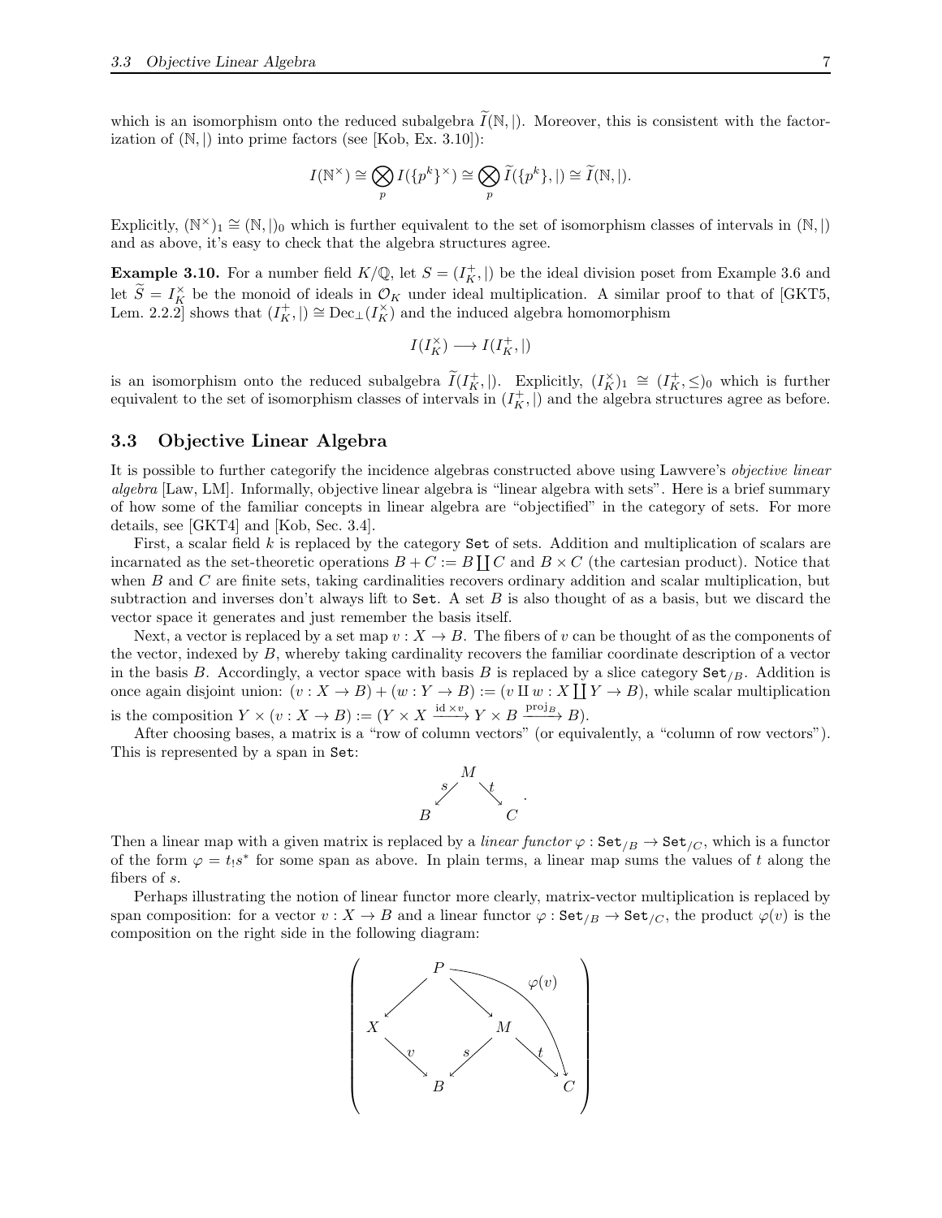which is an isomorphism onto the reduced subalgebra $\widetilde{I}(\mathbb{N},|)$. Moreover, this is consistent with the factorization of $(\mathbb{N},|)$ into prime factors (see [Kob, Ex. 3.10]):

$$I(\mathbb{N}^\times) \cong \bigotimes_p I(\{p^k\}^\times) \cong \bigotimes_p \widetilde{I}(\{p^k\},|) \cong \widetilde{I}(\mathbb{N},|).$$

Explicitly, $(\mathbb{N}^\times)_1 \cong (\mathbb{N},|)_0$ which is further equivalent to the set of isomorphism classes of intervals in $(\mathbb{N},|)$ and as above, it's easy to check that the algebra structures agree.

**Example 3.10.** For a number field $K/\mathbb{Q}$, let $S = (I_K^+,|)$ be the ideal division poset from Example 3.6 and let $\widetilde{S} = I_K^\times$ be the monoid of ideals in $\mathcal{O}_K$ under ideal multiplication. A similar proof to that of [GKT5, Lem. 2.2.2] shows that $(I_K^+,|) \cong \mathrm{Dec}_\perp(I_K^\times)$ and the induced algebra homomorphism

$$I(I_K^\times) \longrightarrow I(I_K^+,|)$$

is an isomorphism onto the reduced subalgebra $\widetilde{I}(I_K^+,|)$. Explicitly, $(I_K^\times)_1 \cong (I_K^+,\leq)_0$ which is further equivalent to the set of isomorphism classes of intervals in $(I_K^+,|)$ and the algebra structures agree as before.

## 3.3 Objective Linear Algebra

It is possible to further categorify the incidence algebras constructed above using Lawvere's *objective linear algebra* [Law, LM]. Informally, objective linear algebra is "linear algebra with sets". Here is a brief summary of how some of the familiar concepts in linear algebra are "objectified" in the category of sets. For more details, see [GKT4] and [Kob, Sec. 3.4].

First, a scalar field $k$ is replaced by the category $\mathtt{Set}$ of sets. Addition and multiplication of scalars are incarnated as the set-theoretic operations $B + C := B \coprod C$ and $B \times C$ (the cartesian product). Notice that when $B$ and $C$ are finite sets, taking cardinalities recovers ordinary addition and scalar multiplication, but subtraction and inverses don't always lift to $\mathtt{Set}$. A set $B$ is also thought of as a basis, but we discard the vector space it generates and just remember the basis itself.

Next, a vector is replaced by a set map $v : X \to B$. The fibers of $v$ can be thought of as the components of the vector, indexed by $B$, whereby taking cardinality recovers the familiar coordinate description of a vector in the basis $B$. Accordingly, a vector space with basis $B$ is replaced by a slice category $\mathtt{Set}_{/B}$. Addition is once again disjoint union: $(v : X \to B) + (w : Y \to B) := (v \amalg w : X \coprod Y \to B)$, while scalar multiplication is the composition $Y \times (v : X \to B) := (Y \times X \xrightarrow{\mathrm{id}\times v} Y \times B \xrightarrow{\mathrm{proj}_B} B)$.

After choosing bases, a matrix is a "row of column vectors" (or equivalently, a "column of row vectors"). This is represented by a span in $\mathtt{Set}$:

$$B \xleftarrow{s} M \xrightarrow{t} C.$$

Then a linear map with a given matrix is replaced by a *linear functor* $\varphi : \mathtt{Set}_{/B} \to \mathtt{Set}_{/C}$, which is a functor of the form $\varphi = t_! s^*$ for some span as above. In plain terms, a linear map sums the values of $t$ along the fibers of $s$.

Perhaps illustrating the notion of linear functor more clearly, matrix-vector multiplication is replaced by span composition: for a vector $v : X \to B$ and a linear functor $\varphi : \mathtt{Set}_{/B} \to \mathtt{Set}_{/C}$, the product $\varphi(v)$ is the composition on the right side in the following diagram:

$$\left(\begin{array}{ccccc} & & P & & \\ & \swarrow & & \searrow & \\ X & & & & M \\ & \searrow^{v} & & \swarrow^{s} & & \searrow^{t} \\ & & B & & & & C \end{array}\right)$$

where $\varphi(v) : P \to C$ is the composite $P \to M \xrightarrow{t} C$.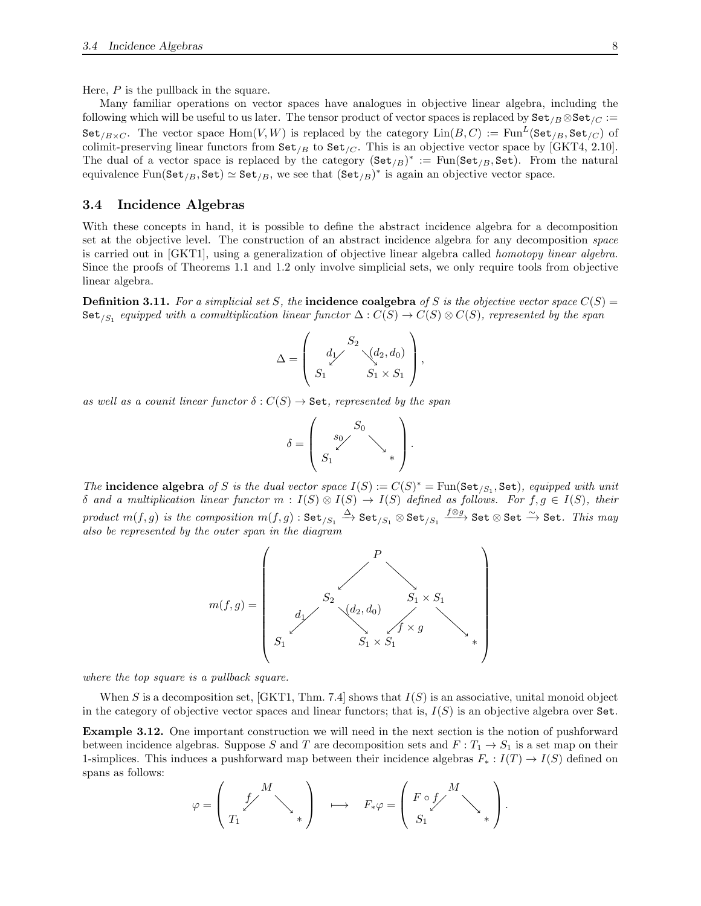Here, $P$ is the pullback in the square.

Many familiar operations on vector spaces have analogues in objective linear algebra, including the following which will be useful to us later. The tensor product of vector spaces is replaced by $\mathtt{Set}_{/B} \otimes \mathtt{Set}_{/C} := \mathtt{Set}_{/B\times C}$. The vector space $\mathrm{Hom}(V,W)$ is replaced by the category $\mathrm{Lin}(B,C) := \mathrm{Fun}^L(\mathtt{Set}_{/B}, \mathtt{Set}_{/C})$ of colimit-preserving linear functors from $\mathtt{Set}_{/B}$ to $\mathtt{Set}_{/C}$. This is an objective vector space by [GKT4, 2.10]. The dual of a vector space is replaced by the category $(\mathtt{Set}_{/B})^* := \mathrm{Fun}(\mathtt{Set}_{/B}, \mathtt{Set})$. From the natural equivalence $\mathrm{Fun}(\mathtt{Set}_{/B}, \mathtt{Set}) \simeq \mathtt{Set}_{/B}$, we see that $(\mathtt{Set}_{/B})^*$ is again an objective vector space.

## 3.4 Incidence Algebras

With these concepts in hand, it is possible to define the abstract incidence algebra for a decomposition set at the objective level. The construction of an abstract incidence algebra for any decomposition *space* is carried out in [GKT1], using a generalization of objective linear algebra called *homotopy linear algebra*. Since the proofs of Theorems 1.1 and 1.2 only involve simplicial sets, we only require tools from objective linear algebra.

**Definition 3.11.** *For a simplicial set $S$, the* **incidence coalgebra** *of $S$ is the objective vector space $C(S) = \mathtt{Set}_{/S_1}$ equipped with a comultiplication linear functor $\Delta : C(S) \to C(S) \otimes C(S)$, represented by the span*

$$\Delta = \left( S_1 \xleftarrow{d_1} S_2 \xrightarrow{(d_2, d_0)} S_1 \times S_1 \right),$$

*as well as a counit linear functor $\delta : C(S) \to \mathtt{Set}$, represented by the span*

$$\delta = \left( S_1 \xleftarrow{s_0} S_0 \longrightarrow * \right).$$

*The* **incidence algebra** *of $S$ is the dual vector space $I(S) := C(S)^* = \mathrm{Fun}(\mathtt{Set}_{/S_1}, \mathtt{Set})$, equipped with unit $\delta$ and a multiplication linear functor $m : I(S) \otimes I(S) \to I(S)$ defined as follows. For $f, g \in I(S)$, their product $m(f,g)$ is the composition $m(f,g) : \mathtt{Set}_{/S_1} \xrightarrow{\Delta} \mathtt{Set}_{/S_1} \otimes \mathtt{Set}_{/S_1} \xrightarrow{f\otimes g} \mathtt{Set} \otimes \mathtt{Set} \xrightarrow{\sim} \mathtt{Set}$. This may also be represented by the outer span in the diagram*

$$m(f,g) = \left( \begin{array}{ccccccc} & & & P & & & \\ & & \swarrow & & \searrow & & \\ & S_2 & & & & S_1 \times S_1 & \\ {\scriptstyle d_1}\swarrow & & \searrow{\scriptstyle (d_2,d_0)} & & \swarrow{\scriptstyle f\times g} & & \searrow \\ S_1 & & & S_1 \times S_1 & & & * \end{array} \right)$$

*where the top square is a pullback square.*

When $S$ is a decomposition set, [GKT1, Thm. 7.4] shows that $I(S)$ is an associative, unital monoid object in the category of objective vector spaces and linear functors; that is, $I(S)$ is an objective algebra over $\mathtt{Set}$.

**Example 3.12.** One important construction we will need in the next section is the notion of pushforward between incidence algebras. Suppose $S$ and $T$ are decomposition sets and $F : T_1 \to S_1$ is a set map on their 1-simplices. This induces a pushforward map between their incidence algebras $F_* : I(T) \to I(S)$ defined on spans as follows:

$$\varphi = \left( T_1 \xleftarrow{f} M \longrightarrow * \right) \quad \longmapsto \quad F_*\varphi = \left( S_1 \xleftarrow{F\circ f} M \longrightarrow * \right).$$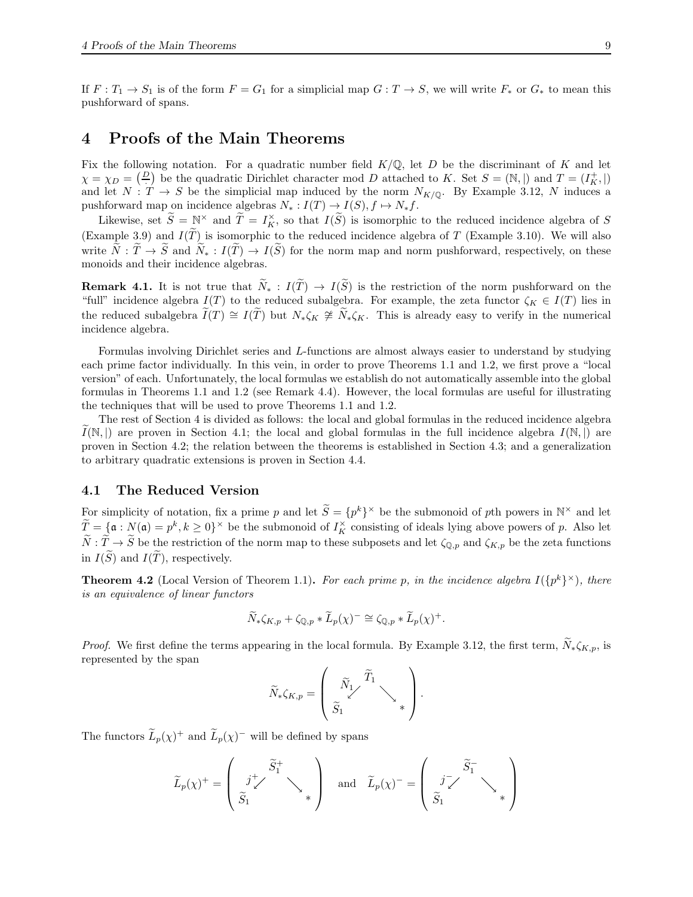If $F : T_1 \to S_1$ is of the form $F = G_1$ for a simplicial map $G : T \to S$, we will write $F_*$ or $G_*$ to mean this pushforward of spans.

# 4 Proofs of the Main Theorems

Fix the following notation. For a quadratic number field $K/\mathbb{Q}$, let $D$ be the discriminant of $K$ and let $\chi = \chi_D = \left(\frac{D}{\cdot}\right)$ be the quadratic Dirichlet character mod $D$ attached to $K$. Set $S = (\mathbb{N}, |)$ and $T = (I_K^+, |)$ and let $N : T \to S$ be the simplicial map induced by the norm $N_{K/\mathbb{Q}}$. By Example 3.12, $N$ induces a pushforward map on incidence algebras $N_* : I(T) \to I(S), f \mapsto N_* f$.

Likewise, set $\widetilde{S} = \mathbb{N}^\times$ and $\widetilde{T} = I_K^\times$, so that $I(\widetilde{S})$ is isomorphic to the reduced incidence algebra of $S$ (Example 3.9) and $I(\widetilde{T})$ is isomorphic to the reduced incidence algebra of $T$ (Example 3.10). We will also write $\widetilde{N} : \widetilde{T} \to \widetilde{S}$ and $\widetilde{N}_* : I(\widetilde{T}) \to I(\widetilde{S})$ for the norm map and norm pushforward, respectively, on these monoids and their incidence algebras.

**Remark 4.1.** It is not true that $\widetilde{N}_* : I(\widetilde{T}) \to I(\widetilde{S})$ is the restriction of the norm pushforward on the "full" incidence algebra $I(T)$ to the reduced subalgebra. For example, the zeta functor $\zeta_K \in I(T)$ lies in the reduced subalgebra $\widetilde{I}(T) \cong I(\widetilde{T})$ but $N_*\zeta_K \not\cong \widetilde{N}_*\zeta_K$. This is already easy to verify in the numerical incidence algebra.

Formulas involving Dirichlet series and $L$-functions are almost always easier to understand by studying each prime factor individually. In this vein, in order to prove Theorems 1.1 and 1.2, we first prove a "local version" of each. Unfortunately, the local formulas we establish do not automatically assemble into the global formulas in Theorems 1.1 and 1.2 (see Remark 4.4). However, the local formulas are useful for illustrating the techniques that will be used to prove Theorems 1.1 and 1.2.

The rest of Section 4 is divided as follows: the local and global formulas in the reduced incidence algebra $\widetilde{I}(\mathbb{N}, |)$ are proven in Section 4.1; the local and global formulas in the full incidence algebra $I(\mathbb{N}, |)$ are proven in Section 4.2; the relation between the theorems is established in Section 4.3; and a generalization to arbitrary quadratic extensions is proven in Section 4.4.

## 4.1 The Reduced Version

For simplicity of notation, fix a prime $p$ and let $\widetilde{S} = \{p^k\}^\times$ be the submonoid of $p$th powers in $\mathbb{N}^\times$ and let $\widetilde{T} = \{\mathfrak{a} : N(\mathfrak{a}) = p^k, k \geq 0\}^\times$ be the submonoid of $I_K^\times$ consisting of ideals lying above powers of $p$. Also let $\widetilde{N} : \widetilde{T} \to \widetilde{S}$ be the restriction of the norm map to these subposets and let $\zeta_{\mathbb{Q},p}$ and $\zeta_{K,p}$ be the zeta functions in $I(\widetilde{S})$ and $I(\widetilde{T})$, respectively.

**Theorem 4.2** (Local Version of Theorem 1.1)**.** *For each prime $p$, in the incidence algebra $I(\{p^k\}^\times)$, there is an equivalence of linear functors*

$$\widetilde{N}_*\zeta_{K,p} + \zeta_{\mathbb{Q},p} * \widetilde{L}_p(\chi)^- \cong \zeta_{\mathbb{Q},p} * \widetilde{L}_p(\chi)^+.$$

*Proof.* We first define the terms appearing in the local formula. By Example 3.12, the first term, $\widetilde{N}_*\zeta_{K,p}$, is represented by the span

$$\widetilde{N}_*\zeta_{K,p} = \left( \widetilde{S}_1 \xleftarrow{\widetilde{N}_1} \widetilde{T}_1 \longrightarrow * \right).$$

The functors $\widetilde{L}_p(\chi)^+$ and $\widetilde{L}_p(\chi)^-$ will be defined by spans

$$\widetilde{L}_p(\chi)^+ = \left( \widetilde{S}_1 \xleftarrow{j^+} \widetilde{S}_1^+ \longrightarrow * \right) \quad \text{and} \quad \widetilde{L}_p(\chi)^- = \left( \widetilde{S}_1 \xleftarrow{j^-} \widetilde{S}_1^- \longrightarrow * \right)$$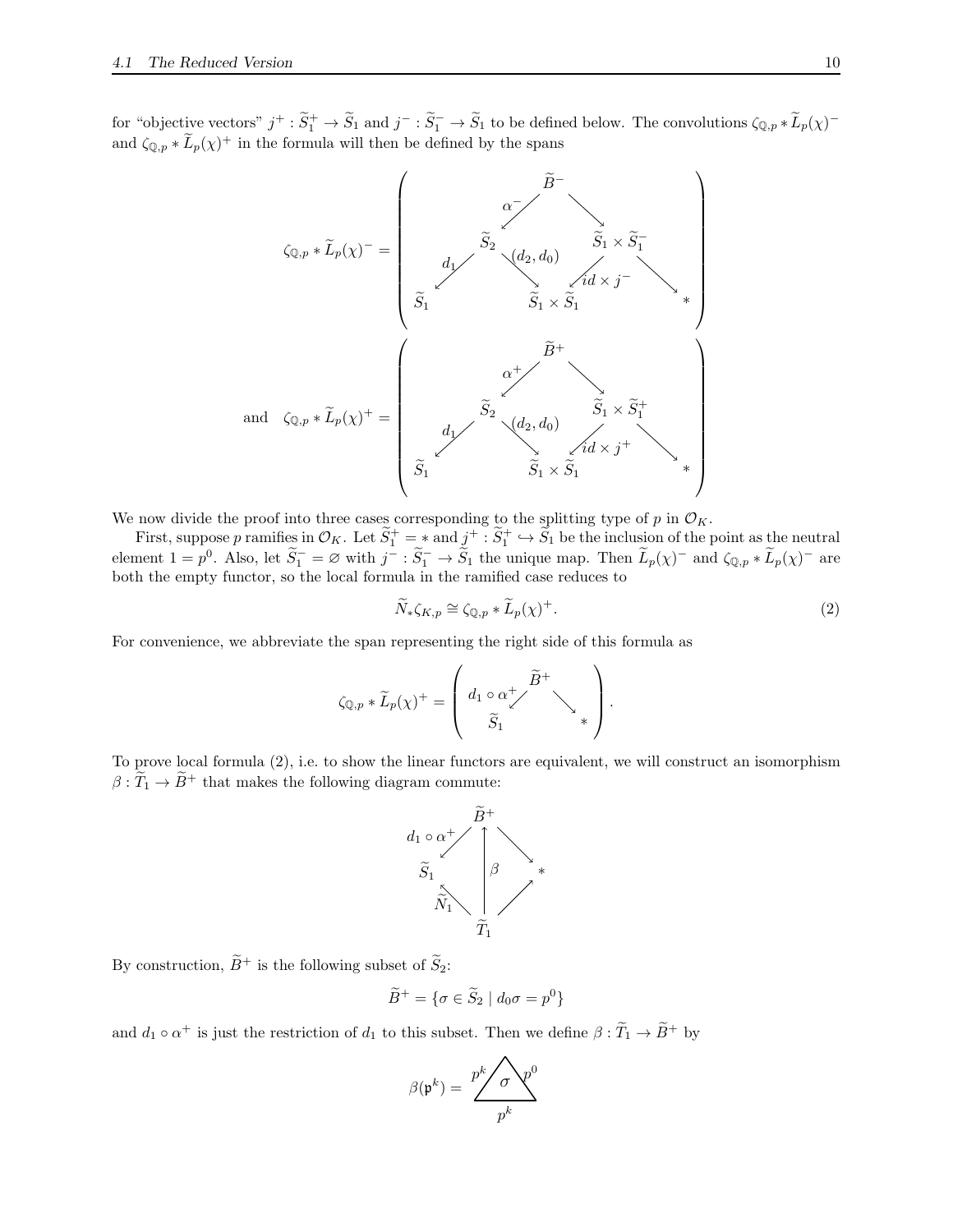for "objective vectors" $j^+ : \widetilde{S}_1^+ \to \widetilde{S}_1$ and $j^- : \widetilde{S}_1^- \to \widetilde{S}_1$ to be defined below. The convolutions $\zeta_{\mathbb{Q},p} * \widetilde{L}_p(\chi)^-$ and $\zeta_{\mathbb{Q},p} * \widetilde{L}_p(\chi)^+$ in the formula will then be defined by the spans

$$\zeta_{\mathbb{Q},p} * \widetilde{L}_p(\chi)^- = \left( \begin{array}{ccccc} & & \widetilde{B}^- & & \\ & \swarrow^{\alpha^-} & & \searrow & \\ & \widetilde{S}_2 & & \widetilde{S}_1 \times \widetilde{S}_1^- & \\ \swarrow^{d_1} & & \searrow^{(d_2, d_0)} \quad \swarrow^{id \times j^-} & & \searrow \\ \widetilde{S}_1 & & \widetilde{S}_1 \times \widetilde{S}_1 & & * \end{array} \right)$$

and $$\zeta_{\mathbb{Q},p} * \widetilde{L}_p(\chi)^+ = \left( \begin{array}{ccccc} & & \widetilde{B}^+ & & \\ & \swarrow^{\alpha^+} & & \searrow & \\ & \widetilde{S}_2 & & \widetilde{S}_1 \times \widetilde{S}_1^+ & \\ \swarrow^{d_1} & & \searrow^{(d_2, d_0)} \quad \swarrow^{id \times j^+} & & \searrow \\ \widetilde{S}_1 & & \widetilde{S}_1 \times \widetilde{S}_1 & & * \end{array} \right)$$

We now divide the proof into three cases corresponding to the splitting type of $p$ in $\mathcal{O}_K$.

First, suppose $p$ ramifies in $\mathcal{O}_K$. Let $\widetilde{S}_1^+ = *$ and $j^+ : \widetilde{S}_1^+ \hookrightarrow \widetilde{S}_1$ be the inclusion of the point as the neutral element $1 = p^0$. Also, let $\widetilde{S}_1^- = \varnothing$ with $j^- : \widetilde{S}_1^- \to \widetilde{S}_1$ the unique map. Then $\widetilde{L}_p(\chi)^-$ and $\zeta_{\mathbb{Q},p} * \widetilde{L}_p(\chi)^-$ are both the empty functor, so the local formula in the ramified case reduces to

$$\widetilde{N}_* \zeta_{K,p} \cong \zeta_{\mathbb{Q},p} * \widetilde{L}_p(\chi)^+. \tag{2}$$

For convenience, we abbreviate the span representing the right side of this formula as

$$\zeta_{\mathbb{Q},p} * \widetilde{L}_p(\chi)^+ = \left( \begin{array}{ccc} & \widetilde{B}^+ & \\ \swarrow^{d_1 \circ \alpha^+} & & \searrow \\ \widetilde{S}_1 & & * \end{array} \right).$$

To prove local formula (2), i.e. to show the linear functors are equivalent, we will construct an isomorphism $\beta : \widetilde{T}_1 \to \widetilde{B}^+$ that makes the following diagram commute:

$$\begin{array}{ccccc} & & \widetilde{B}^+ & & \\ & \swarrow^{d_1 \circ \alpha^+} & & \searrow & \\ \widetilde{S}_1 & & \uparrow \beta & & * \\ & \nwarrow^{\widetilde{N}_1} & & \nearrow & \\ & & \widetilde{T}_1 & & \end{array}$$

By construction, $\widetilde{B}^+$ is the following subset of $\widetilde{S}_2$:

$$\widetilde{B}^+ = \{\sigma \in \widetilde{S}_2 \mid d_0 \sigma = p^0\}$$

and $d_1 \circ \alpha^+$ is just the restriction of $d_1$ to this subset. Then we define $\beta : \widetilde{T}_1 \to \widetilde{B}^+$ by

$$\beta(\mathfrak{p}^k) = \text{(2-simplex } \sigma \text{ with edges } p^k, p^0 \text{ on top and } p^k \text{ on the bottom)}$$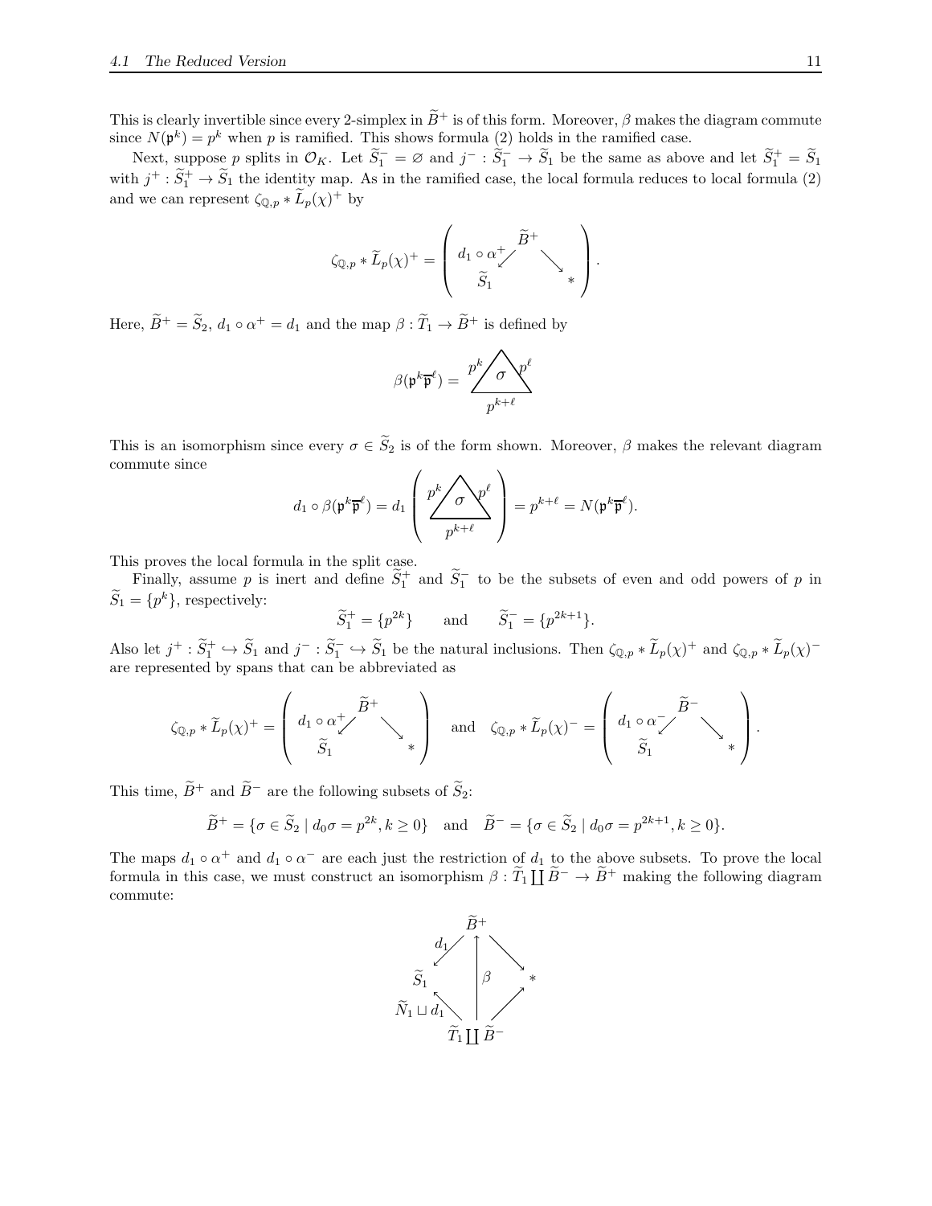This is clearly invertible since every 2-simplex in $\widetilde{B}^+$ is of this form. Moreover, $\beta$ makes the diagram commute since $N(\mathfrak{p}^k) = p^k$ when $p$ is ramified. This shows formula (2) holds in the ramified case.

Next, suppose $p$ splits in $\mathcal{O}_K$. Let $\widetilde{S}_1^- = \varnothing$ and $j^- : \widetilde{S}_1^- \to \widetilde{S}_1$ be the same as above and let $\widetilde{S}_1^+ = \widetilde{S}_1$ with $j^+ : \widetilde{S}_1^+ \to \widetilde{S}_1$ the identity map. As in the ramified case, the local formula reduces to local formula (2) and we can represent $\zeta_{\mathbb{Q},p} * \widetilde{L}_p(\chi)^+$ by

$$\zeta_{\mathbb{Q},p} * \widetilde{L}_p(\chi)^+ = \left( \widetilde{S}_1 \xleftarrow{d_1 \circ \alpha^+} \widetilde{B}^+ \longrightarrow * \right).$$

Here, $\widetilde{B}^+ = \widetilde{S}_2$, $d_1 \circ \alpha^+ = d_1$ and the map $\beta : \widetilde{T}_1 \to \widetilde{B}^+$ is defined by

$$\beta(\mathfrak{p}^k \overline{\mathfrak{p}}^\ell) = \sigma \quad \text{(the 2-simplex with edges } p^k,\ p^\ell \text{ and } p^{k+\ell}\text{)}$$

This is an isomorphism since every $\sigma \in \widetilde{S}_2$ is of the form shown. Moreover, $\beta$ makes the relevant diagram commute since

$$d_1 \circ \beta(\mathfrak{p}^k \overline{\mathfrak{p}}^\ell) = d_1 \left( \sigma \right) = p^{k+\ell} = N(\mathfrak{p}^k \overline{\mathfrak{p}}^\ell).$$

This proves the local formula in the split case.

Finally, assume $p$ is inert and define $\widetilde{S}_1^+$ and $\widetilde{S}_1^-$ to be the subsets of even and odd powers of $p$ in $\widetilde{S}_1 = \{p^k\}$, respectively:

$$\widetilde{S}_1^+ = \{p^{2k}\} \qquad \text{and} \qquad \widetilde{S}_1^- = \{p^{2k+1}\}.$$

Also let $j^+ : \widetilde{S}_1^+ \hookrightarrow \widetilde{S}_1$ and $j^- : \widetilde{S}_1^- \hookrightarrow \widetilde{S}_1$ be the natural inclusions. Then $\zeta_{\mathbb{Q},p} * \widetilde{L}_p(\chi)^+$ and $\zeta_{\mathbb{Q},p} * \widetilde{L}_p(\chi)^-$ are represented by spans that can be abbreviated as

$$\zeta_{\mathbb{Q},p} * \widetilde{L}_p(\chi)^+ = \left( \widetilde{S}_1 \xleftarrow{d_1 \circ \alpha^+} \widetilde{B}^+ \longrightarrow * \right) \quad \text{and} \quad \zeta_{\mathbb{Q},p} * \widetilde{L}_p(\chi)^- = \left( \widetilde{S}_1 \xleftarrow{d_1 \circ \alpha^-} \widetilde{B}^- \longrightarrow * \right).$$

This time, $\widetilde{B}^+$ and $\widetilde{B}^-$ are the following subsets of $\widetilde{S}_2$:

$$\widetilde{B}^+ = \{\sigma \in \widetilde{S}_2 \mid d_0\sigma = p^{2k}, k \geq 0\} \quad \text{and} \quad \widetilde{B}^- = \{\sigma \in \widetilde{S}_2 \mid d_0\sigma = p^{2k+1}, k \geq 0\}.$$

The maps $d_1 \circ \alpha^+$ and $d_1 \circ \alpha^-$ are each just the restriction of $d_1$ to the above subsets. To prove the local formula in this case, we must construct an isomorphism $\beta : \widetilde{T}_1 \coprod \widetilde{B}^- \to \widetilde{B}^+$ making the following diagram commute:

$$\begin{array}{ccccc}
 & & \widetilde{B}^+ & & \\
 & \swarrow^{d_1} & \uparrow \beta & \searrow & \\
\widetilde{S}_1 & & & & * \\
 & \nwarrow_{\widetilde{N}_1 \sqcup d_1} & & \nearrow & \\
 & & \widetilde{T}_1 \coprod \widetilde{B}^- & &
\end{array}$$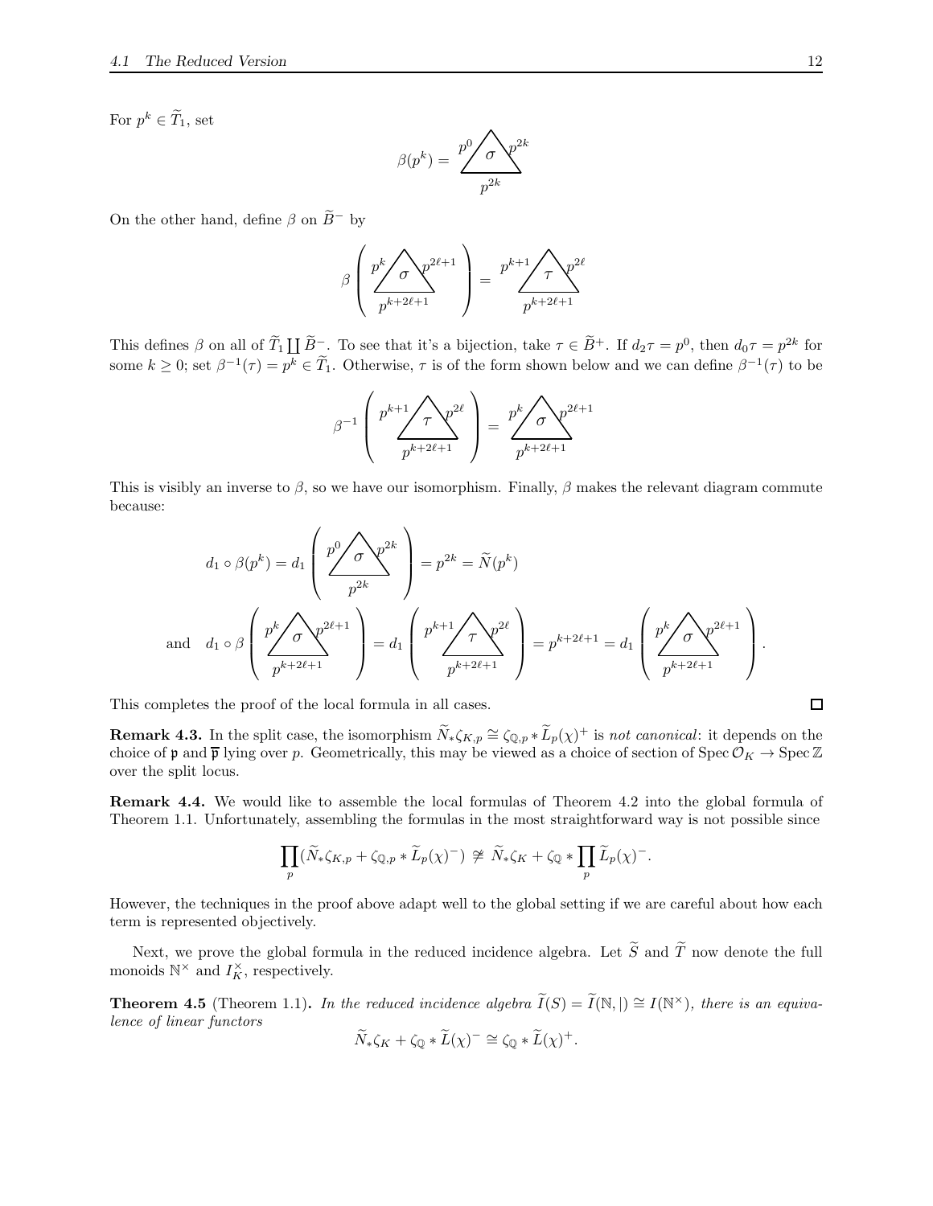For $p^k \in \widetilde{T}_1$, set

$$\beta(p^k) = \begin{array}{c} p^0 \diagup \sigma \diagdown p^{2k} \\ p^{2k} \end{array}$$

On the other hand, define $\beta$ on $\widetilde{B}^-$ by

$$\beta\left( \begin{array}{c} p^k \diagup \sigma \diagdown p^{2\ell+1} \\ p^{k+2\ell+1} \end{array} \right) = \begin{array}{c} p^{k+1} \diagup \tau \diagdown p^{2\ell} \\ p^{k+2\ell+1} \end{array}$$

This defines $\beta$ on all of $\widetilde{T}_1 \coprod \widetilde{B}^-$. To see that it's a bijection, take $\tau \in \widetilde{B}^+$. If $d_2\tau = p^0$, then $d_0\tau = p^{2k}$ for some $k \geq 0$; set $\beta^{-1}(\tau) = p^k \in \widetilde{T}_1$. Otherwise, $\tau$ is of the form shown below and we can define $\beta^{-1}(\tau)$ to be

$$\beta^{-1}\left( \begin{array}{c} p^{k+1} \diagup \tau \diagdown p^{2\ell} \\ p^{k+2\ell+1} \end{array} \right) = \begin{array}{c} p^k \diagup \sigma \diagdown p^{2\ell+1} \\ p^{k+2\ell+1} \end{array}$$

This is visibly an inverse to $\beta$, so we have our isomorphism. Finally, $\beta$ makes the relevant diagram commute because:

$$d_1 \circ \beta(p^k) = d_1\left( \begin{array}{c} p^0 \diagup \sigma \diagdown p^{2k} \\ p^{2k} \end{array} \right) = p^{2k} = \widetilde{N}(p^k)$$

$$\text{and} \quad d_1 \circ \beta\left( \begin{array}{c} p^k \diagup \sigma \diagdown p^{2\ell+1} \\ p^{k+2\ell+1} \end{array} \right) = d_1\left( \begin{array}{c} p^{k+1} \diagup \tau \diagdown p^{2\ell} \\ p^{k+2\ell+1} \end{array} \right) = p^{k+2\ell+1} = d_1\left( \begin{array}{c} p^k \diagup \sigma \diagdown p^{2\ell+1} \\ p^{k+2\ell+1} \end{array} \right).$$

This completes the proof of the local formula in all cases. □

**Remark 4.3.** In the split case, the isomorphism $\widetilde{N}_*\zeta_{K,p} \cong \zeta_{\mathbb{Q},p} * \widetilde{L}_p(\chi)^+$ is *not canonical*: it depends on the choice of $\mathfrak{p}$ and $\overline{\mathfrak{p}}$ lying over $p$. Geometrically, this may be viewed as a choice of section of $\operatorname{Spec} \mathcal{O}_K \to \operatorname{Spec} \mathbb{Z}$ over the split locus.

**Remark 4.4.** We would like to assemble the local formulas of Theorem 4.2 into the global formula of Theorem 1.1. Unfortunately, assembling the formulas in the most straightforward way is not possible since

$$\prod_p (\widetilde{N}_*\zeta_{K,p} + \zeta_{\mathbb{Q},p} * \widetilde{L}_p(\chi)^-) \ncong \widetilde{N}_*\zeta_K + \zeta_{\mathbb{Q}} * \prod_p \widetilde{L}_p(\chi)^-.$$

However, the techniques in the proof above adapt well to the global setting if we are careful about how each term is represented objectively.

Next, we prove the global formula in the reduced incidence algebra. Let $\widetilde{S}$ and $\widetilde{T}$ now denote the full monoids $\mathbb{N}^\times$ and $I_K^\times$, respectively.

**Theorem 4.5** (Theorem 1.1)**.** *In the reduced incidence algebra $\widetilde{I}(S) = \widetilde{I}(\mathbb{N}, |) \cong I(\mathbb{N}^\times)$, there is an equivalence of linear functors*

$$\widetilde{N}_*\zeta_K + \zeta_{\mathbb{Q}} * \widetilde{L}(\chi)^- \cong \zeta_{\mathbb{Q}} * \widetilde{L}(\chi)^+.$$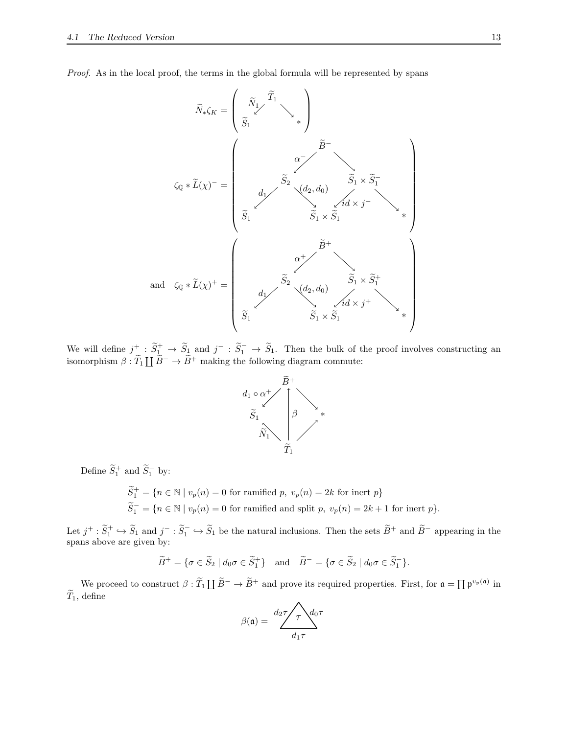*Proof.* As in the local proof, the terms in the global formula will be represented by spans

$$
\widetilde{N}_*\zeta_K = \left( \begin{array}{ccc} & \widetilde{T}_1 & \\ \swarrow^{\widetilde{N}_1} & & \searrow \\ \widetilde{S}_1 & & * \end{array} \right)
$$

$$
\zeta_{\mathbb{Q}} * \widetilde{L}(\chi)^- = \left( \begin{array}{ccccccc} & & & \widetilde{B}^- & & & \\ & & \swarrow^{\alpha^-} & & \searrow & & \\ & \widetilde{S}_2 & & & & \widetilde{S}_1 \times \widetilde{S}_1^- & \\ \swarrow^{d_1} & & \searrow^{(d_2, d_0)} & & \swarrow^{id \times j^-} & & \searrow \\ \widetilde{S}_1 & & & \widetilde{S}_1 \times \widetilde{S}_1 & & & * \end{array} \right)
$$

$$
\text{and} \quad \zeta_{\mathbb{Q}} * \widetilde{L}(\chi)^+ = \left( \begin{array}{ccccccc} & & & \widetilde{B}^+ & & & \\ & & \swarrow^{\alpha^+} & & \searrow & & \\ & \widetilde{S}_2 & & & & \widetilde{S}_1 \times \widetilde{S}_1^+ & \\ \swarrow^{d_1} & & \searrow^{(d_2, d_0)} & & \swarrow^{id \times j^+} & & \searrow \\ \widetilde{S}_1 & & & \widetilde{S}_1 \times \widetilde{S}_1 & & & * \end{array} \right)
$$

We will define $j^+ : \widetilde{S}_1^+ \to \widetilde{S}_1$ and $j^- : \widetilde{S}_1^- \to \widetilde{S}_1$. Then the bulk of the proof involves constructing an isomorphism $\beta : \widetilde{T}_1 \coprod \widetilde{B}^- \to \widetilde{B}^+$ making the following diagram commute:

$$
\begin{array}{ccc} & \widetilde{B}^+ & \\ \swarrow^{d_1 \circ \alpha^+} & \uparrow \beta & \searrow \\ \widetilde{S}_1 & & * \\ \nwarrow^{\widetilde{N}_1} & & \nearrow \\ & \widetilde{T}_1 & \end{array}
$$

Define $\widetilde{S}_1^+$ and $\widetilde{S}_1^-$ by:

$$
\begin{aligned}
\widetilde{S}_1^+ &= \{n \in \mathbb{N} \mid v_p(n) = 0 \text{ for ramified } p,\ v_p(n) = 2k \text{ for inert } p\} \\
\widetilde{S}_1^- &= \{n \in \mathbb{N} \mid v_p(n) = 0 \text{ for ramified and split } p,\ v_p(n) = 2k+1 \text{ for inert } p\}.
\end{aligned}
$$

Let $j^+ : \widetilde{S}_1^+ \hookrightarrow \widetilde{S}_1$ and $j^- : \widetilde{S}_1^- \hookrightarrow \widetilde{S}_1$ be the natural inclusions. Then the sets $\widetilde{B}^+$ and $\widetilde{B}^-$ appearing in the spans above are given by:

$$
\widetilde{B}^+ = \{\sigma \in \widetilde{S}_2 \mid d_0\sigma \in \widetilde{S}_1^+\} \quad \text{and} \quad \widetilde{B}^- = \{\sigma \in \widetilde{S}_2 \mid d_0\sigma \in \widetilde{S}_1^-\}.
$$

We proceed to construct $\beta : \widetilde{T}_1 \coprod \widetilde{B}^- \to \widetilde{B}^+$ and prove its required properties. First, for $\mathfrak{a} = \prod \mathfrak{p}^{v_{\mathfrak{p}}(\mathfrak{a})}$ in $\widetilde{T}_1$, define

$$
\beta(\mathfrak{a}) = \tau \quad \text{(triangle with edges } d_2\tau,\ d_0\tau,\ d_1\tau\text{)}
$$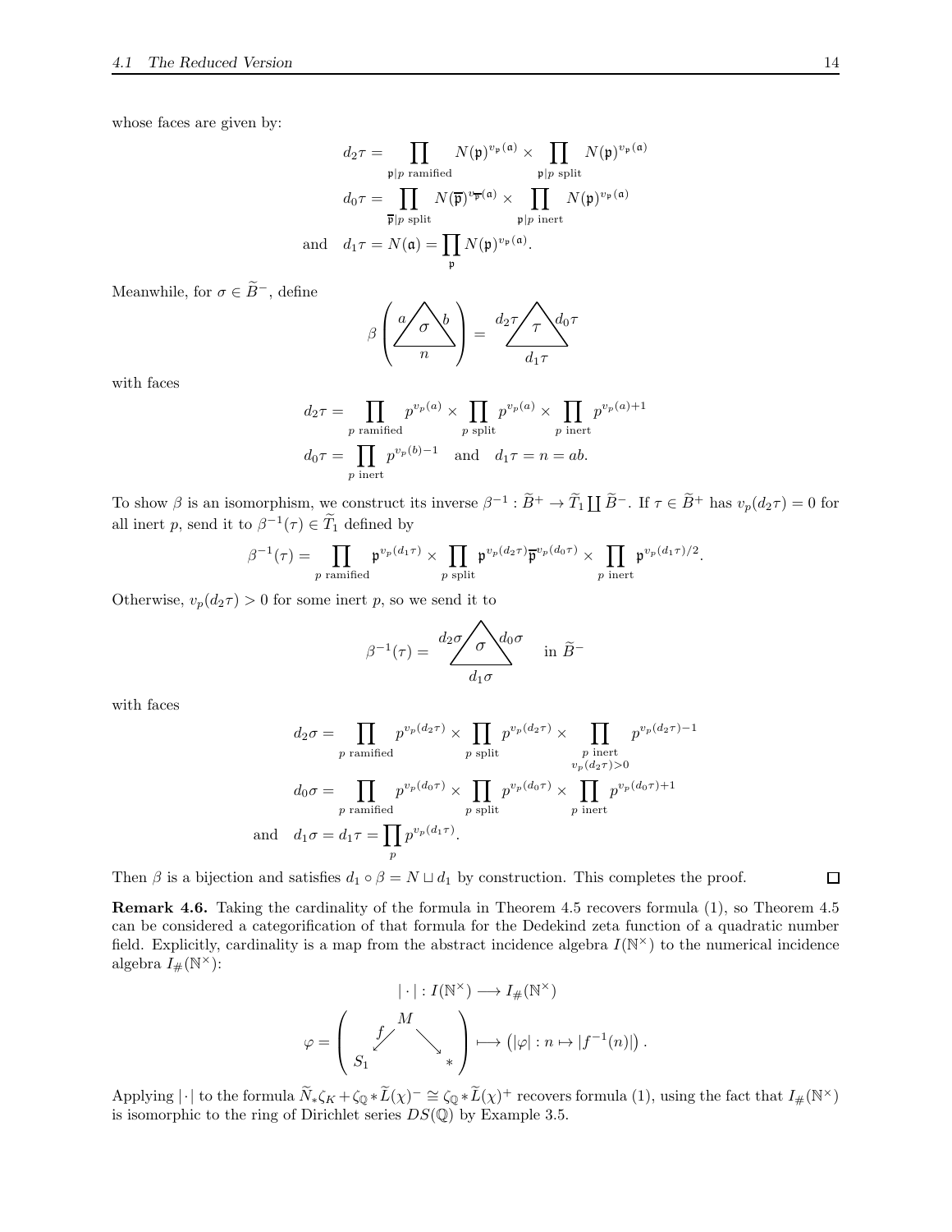whose faces are given by:

$$
\begin{aligned}
d_2\tau &= \prod_{\mathfrak{p}|p \text{ ramified}} N(\mathfrak{p})^{v_\mathfrak{p}(\mathfrak{a})} \times \prod_{\mathfrak{p}|p \text{ split}} N(\mathfrak{p})^{v_\mathfrak{p}(\mathfrak{a})} \\
d_0\tau &= \prod_{\overline{\mathfrak{p}}|p \text{ split}} N(\overline{\mathfrak{p}})^{v_{\overline{\mathfrak{p}}}(\mathfrak{a})} \times \prod_{\mathfrak{p}|p \text{ inert}} N(\mathfrak{p})^{v_\mathfrak{p}(\mathfrak{a})} \\
\text{and} \quad d_1\tau &= N(\mathfrak{a}) = \prod_{\mathfrak{p}} N(\mathfrak{p})^{v_\mathfrak{p}(\mathfrak{a})}.
\end{aligned}
$$

Meanwhile, for $\sigma \in \widetilde{B}^-$, define

$$
\beta\left( \begin{array}{c} a \diagup \sigma \diagdown b \\ n \end{array} \right) = \begin{array}{c} d_2\tau \diagup \tau \diagdown d_0\tau \\ d_1\tau \end{array}
$$

with faces

$$
\begin{aligned}
d_2\tau &= \prod_{p \text{ ramified}} p^{v_p(a)} \times \prod_{p \text{ split}} p^{v_p(a)} \times \prod_{p \text{ inert}} p^{v_p(a)+1} \\
d_0\tau &= \prod_{p \text{ inert}} p^{v_p(b)-1} \quad \text{and} \quad d_1\tau = n = ab.
\end{aligned}
$$

To show $\beta$ is an isomorphism, we construct its inverse $\beta^{-1} : \widetilde{B}^+ \to \widetilde{T}_1 \coprod \widetilde{B}^-$. If $\tau \in \widetilde{B}^+$ has $v_p(d_2\tau) = 0$ for all inert $p$, send it to $\beta^{-1}(\tau) \in \widetilde{T}_1$ defined by

$$
\beta^{-1}(\tau) = \prod_{p \text{ ramified}} \mathfrak{p}^{v_p(d_1\tau)} \times \prod_{p \text{ split}} \mathfrak{p}^{v_p(d_2\tau)} \overline{\mathfrak{p}}^{v_p(d_0\tau)} \times \prod_{p \text{ inert}} \mathfrak{p}^{v_p(d_1\tau)/2}.
$$

Otherwise, $v_p(d_2\tau) > 0$ for some inert $p$, so we send it to

$$
\beta^{-1}(\tau) = \begin{array}{c} d_2\sigma \diagup \sigma \diagdown d_0\sigma \\ d_1\sigma \end{array} \quad \text{in } \widetilde{B}^-
$$

with faces

$$
\begin{aligned}
d_2\sigma &= \prod_{p \text{ ramified}} p^{v_p(d_2\tau)} \times \prod_{p \text{ split}} p^{v_p(d_2\tau)} \times \prod_{\substack{p \text{ inert} \\ v_p(d_2\tau)>0}} p^{v_p(d_2\tau)-1} \\
d_0\sigma &= \prod_{p \text{ ramified}} p^{v_p(d_0\tau)} \times \prod_{p \text{ split}} p^{v_p(d_0\tau)} \times \prod_{p \text{ inert}} p^{v_p(d_0\tau)+1} \\
\text{and} \quad d_1\sigma &= d_1\tau = \prod_p p^{v_p(d_1\tau)}.
\end{aligned}
$$

Then $\beta$ is a bijection and satisfies $d_1 \circ \beta = N \sqcup d_1$ by construction. This completes the proof. □

**Remark 4.6.** Taking the cardinality of the formula in Theorem 4.5 recovers formula (1), so Theorem 4.5 can be considered a categorification of that formula for the Dedekind zeta function of a quadratic number field. Explicitly, cardinality is a map from the abstract incidence algebra $I(\mathbb{N}^\times)$ to the numerical incidence algebra $I_\#(\mathbb{N}^\times)$:

$$
|\cdot| : I(\mathbb{N}^\times) \longrightarrow I_\#(\mathbb{N}^\times)
$$

$$
\varphi = \left( S_1 \xleftarrow{f} M \longrightarrow * \right) \longmapsto \left( |\varphi| : n \mapsto |f^{-1}(n)| \right).
$$

Applying $|\cdot|$ to the formula $\widetilde{N}_*\zeta_K + \zeta_\mathbb{Q} * \widetilde{L}(\chi)^- \cong \zeta_\mathbb{Q} * \widetilde{L}(\chi)^+$ recovers formula (1), using the fact that $I_\#(\mathbb{N}^\times)$ is isomorphic to the ring of Dirichlet series $DS(\mathbb{Q})$ by Example 3.5.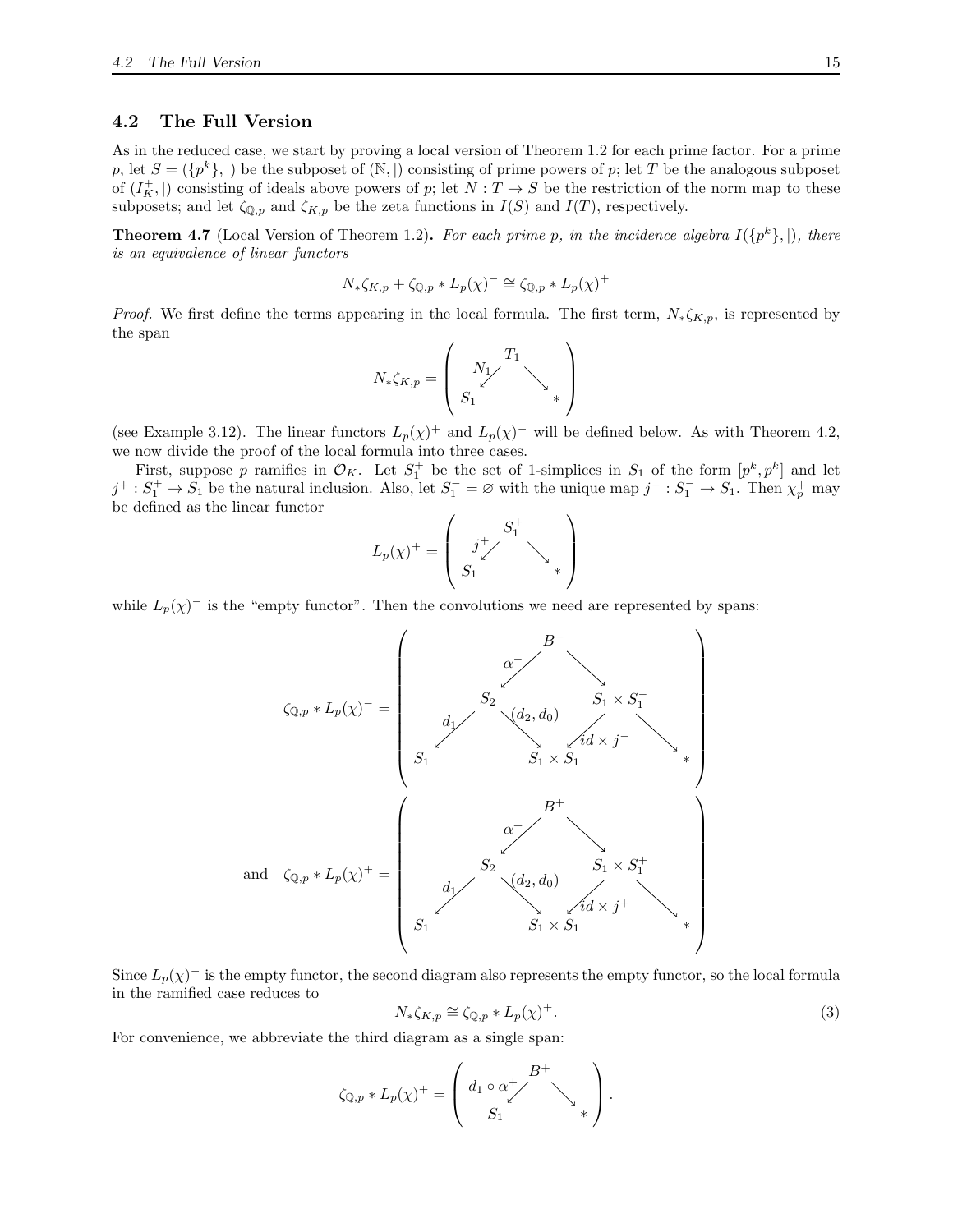## 4.2 The Full Version

As in the reduced case, we start by proving a local version of Theorem 1.2 for each prime factor. For a prime $p$, let $S = (\{p^k\}, |)$ be the subposet of $(\mathbb{N}, |)$ consisting of prime powers of $p$; let $T$ be the analogous subposet of $(I_K^+, |)$ consisting of ideals above powers of $p$; let $N : T \to S$ be the restriction of the norm map to these subposets; and let $\zeta_{\mathbb{Q},p}$ and $\zeta_{K,p}$ be the zeta functions in $I(S)$ and $I(T)$, respectively.

**Theorem 4.7** (Local Version of Theorem 1.2)**.** *For each prime $p$, in the incidence algebra $I(\{p^k\}, |)$, there is an equivalence of linear functors*

$$N_*\zeta_{K,p} + \zeta_{\mathbb{Q},p} * L_p(\chi)^- \cong \zeta_{\mathbb{Q},p} * L_p(\chi)^+$$

*Proof.* We first define the terms appearing in the local formula. The first term, $N_*\zeta_{K,p}$, is represented by the span

$$N_*\zeta_{K,p} = \left( S_1 \xleftarrow{N_1} T_1 \longrightarrow * \right)$$

(see Example 3.12). The linear functors $L_p(\chi)^+$ and $L_p(\chi)^-$ will be defined below. As with Theorem 4.2, we now divide the proof of the local formula into three cases.

First, suppose $p$ ramifies in $\mathcal{O}_K$. Let $S_1^+$ be the set of 1-simplices in $S_1$ of the form $[p^k, p^k]$ and let $j^+ : S_1^+ \to S_1$ be the natural inclusion. Also, let $S_1^- = \varnothing$ with the unique map $j^- : S_1^- \to S_1$. Then $\chi_p^+$ may be defined as the linear functor

$$L_p(\chi)^+ = \left( S_1 \xleftarrow{j^+} S_1^+ \longrightarrow * \right)$$

while $L_p(\chi)^-$ is the "empty functor". Then the convolutions we need are represented by spans:

$$\zeta_{\mathbb{Q},p} * L_p(\chi)^- = \left( \begin{array}{c} B^- \xrightarrow{\alpha^-} S_2, \quad B^- \to S_1 \times S_1^- \\ S_1 \xleftarrow{d_1} S_2 \xrightarrow{(d_2, d_0)} S_1 \times S_1 \xleftarrow{id \times j^-} S_1 \times S_1^- \longrightarrow * \end{array} \right)$$

and

$$\zeta_{\mathbb{Q},p} * L_p(\chi)^+ = \left( \begin{array}{c} B^+ \xrightarrow{\alpha^+} S_2, \quad B^+ \to S_1 \times S_1^+ \\ S_1 \xleftarrow{d_1} S_2 \xrightarrow{(d_2, d_0)} S_1 \times S_1 \xleftarrow{id \times j^+} S_1 \times S_1^+ \longrightarrow * \end{array} \right)$$

Since $L_p(\chi)^-$ is the empty functor, the second diagram also represents the empty functor, so the local formula in the ramified case reduces to

$$N_*\zeta_{K,p} \cong \zeta_{\mathbb{Q},p} * L_p(\chi)^+. \tag{3}$$

For convenience, we abbreviate the third diagram as a single span:

$$\zeta_{\mathbb{Q},p} * L_p(\chi)^+ = \left( S_1 \xleftarrow{d_1 \circ \alpha^+} B^+ \longrightarrow * \right).$$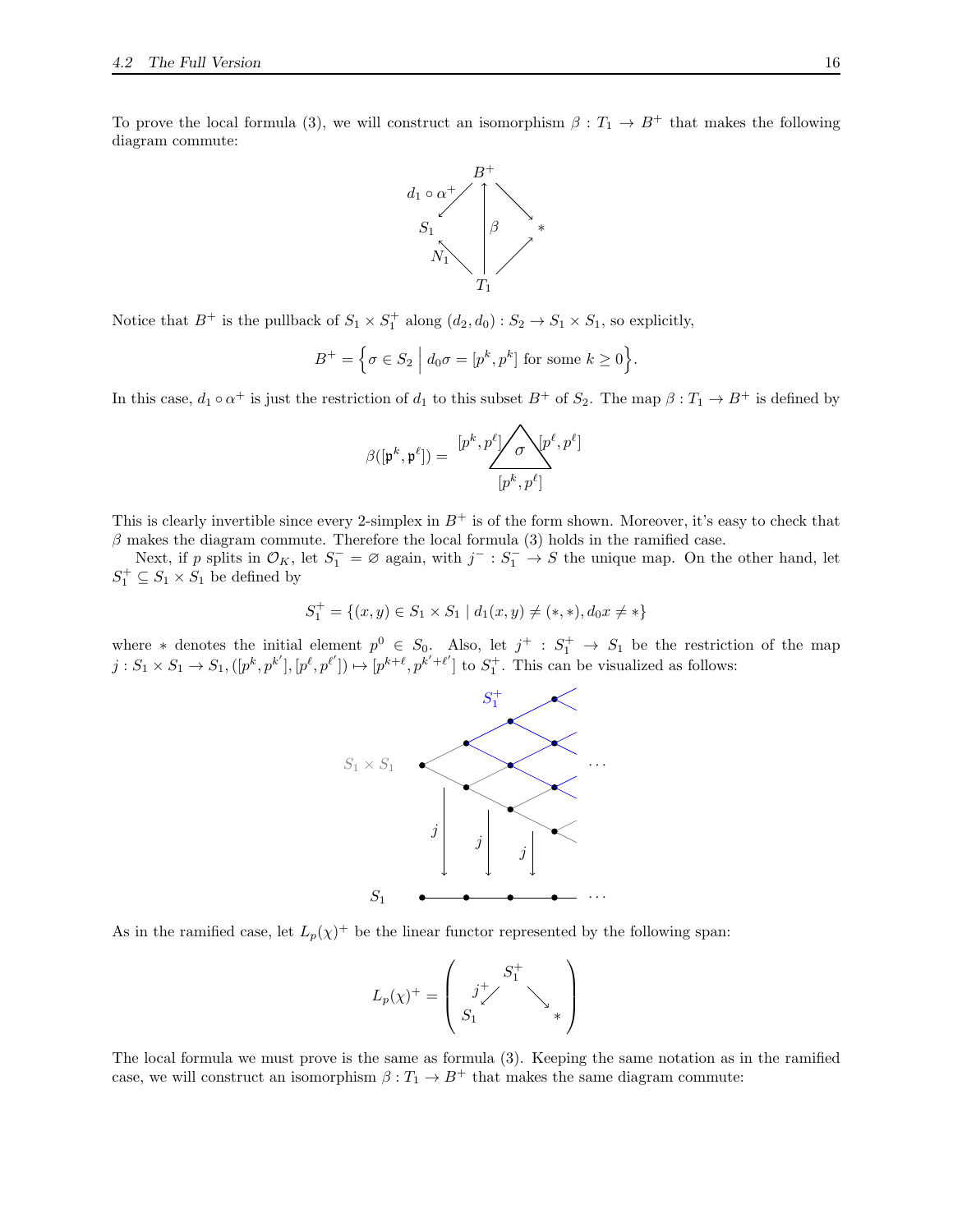To prove the local formula (3), we will construct an isomorphism $\beta : T_1 \to B^+$ that makes the following diagram commute:

$$\begin{array}{ccccc} & & B^+ & & \\ & \swarrow^{d_1 \circ \alpha^+} & \uparrow \beta & \searrow & \\ S_1 & & & & * \\ & \nwarrow_{N_1} & & \nearrow & \\ & & T_1 & & \end{array}$$

Notice that $B^+$ is the pullback of $S_1 \times S_1^+$ along $(d_2, d_0) : S_2 \to S_1 \times S_1$, so explicitly,

$$B^+ = \Big\{ \sigma \in S_2 \;\Big|\; d_0\sigma = [p^k, p^k] \text{ for some } k \geq 0 \Big\}.$$

In this case, $d_1 \circ \alpha^+$ is just the restriction of $d_1$ to this subset $B^+$ of $S_2$. The map $\beta : T_1 \to B^+$ is defined by

$$\beta([\mathfrak{p}^k, \mathfrak{p}^\ell]) = \sigma \quad \text{(2-simplex with edges } [p^k, p^\ell],\ [p^\ell, p^\ell],\ [p^k, p^\ell])$$

This is clearly invertible since every 2-simplex in $B^+$ is of the form shown. Moreover, it's easy to check that $\beta$ makes the diagram commute. Therefore the local formula (3) holds in the ramified case.

Next, if $p$ splits in $\mathcal{O}_K$, let $S_1^- = \varnothing$ again, with $j^- : S_1^- \to S$ the unique map. On the other hand, let $S_1^+ \subseteq S_1 \times S_1$ be defined by

$$S_1^+ = \{(x, y) \in S_1 \times S_1 \mid d_1(x, y) \neq (*, *), d_0 x \neq *\}$$

where $*$ denotes the initial element $p^0 \in S_0$. Also, let $j^+ : S_1^+ \to S_1$ be the restriction of the map $j : S_1 \times S_1 \to S_1, ([p^k, p^{k'}], [p^\ell, p^{\ell'}]) \mapsto [p^{k+\ell}, p^{k'+\ell'}]$ to $S_1^+$. This can be visualized as follows:

[Diagram: $S_1 \times S_1$ drawn as a lattice with $S_1^+$ highlighted, mapped by $j$ down to $S_1$, with $\cdots$ continuing to the right.]

As in the ramified case, let $L_p(\chi)^+$ be the linear functor represented by the following span:

$$L_p(\chi)^+ = \left( \begin{array}{ccc} & S_1^+ & \\ \swarrow^{j^+} & & \searrow \\ S_1 & & * \end{array} \right)$$

The local formula we must prove is the same as formula (3). Keeping the same notation as in the ramified case, we will construct an isomorphism $\beta : T_1 \to B^+$ that makes the same diagram commute: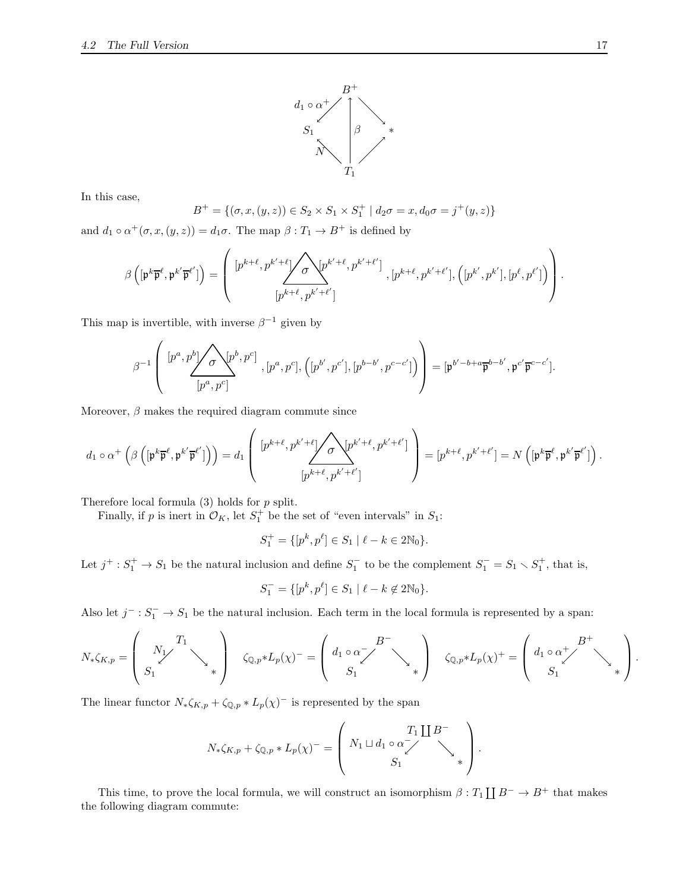$$
\begin{array}{ccccc}
 & & B^+ & & \\
 & \overset{d_1\circ\alpha^+}{\swarrow} & \uparrow & \searrow & \\
S_1 & & \beta & & * \\
 & \underset{N}{\nwarrow} & | & \nearrow & \\
 & & T_1 & &
\end{array}
$$

In this case,

$$B^+ = \{(\sigma, x, (y,z)) \in S_2 \times S_1 \times S_1^+ \mid d_2\sigma = x, d_0\sigma = j^+(y,z)\}$$

and $d_1 \circ \alpha^+(\sigma, x, (y,z)) = d_1\sigma$. The map $\beta : T_1 \to B^+$ is defined by

$$\beta\left([\mathfrak{p}^k\overline{\mathfrak{p}}^\ell, \mathfrak{p}^{k'}\overline{\mathfrak{p}}^{\ell'}]\right) = \left( \sigma\left( [p^{k+\ell}, p^{k'+\ell}], [p^{k'+\ell}, p^{k'+\ell'}], [p^{k+\ell}, p^{k'+\ell'}] \right), [p^{k+\ell}, p^{k'+\ell'}], \left([p^{k'}, p^{k'}], [p^\ell, p^{\ell'}]\right) \right).$$

This map is invertible, with inverse $\beta^{-1}$ given by

$$\beta^{-1}\left( \sigma\left([p^a, p^b], [p^b, p^c], [p^a, p^c]\right), [p^a, p^c], \left([p^{b'}, p^{c'}], [p^{b-b'}, p^{c-c'}]\right) \right) = [\mathfrak{p}^{b'-b+a}\overline{\mathfrak{p}}^{b-b'}, \mathfrak{p}^{c'}\overline{\mathfrak{p}}^{c-c'}].$$

Moreover, $\beta$ makes the required diagram commute since

$$d_1 \circ \alpha^+\left(\beta\left([\mathfrak{p}^k\overline{\mathfrak{p}}^\ell, \mathfrak{p}^{k'}\overline{\mathfrak{p}}^{\ell'}]\right)\right) = d_1\left( \sigma\left([p^{k+\ell}, p^{k'+\ell}], [p^{k'+\ell}, p^{k'+\ell'}], [p^{k+\ell}, p^{k'+\ell'}]\right) \right) = [p^{k+\ell}, p^{k'+\ell'}] = N\left([\mathfrak{p}^k\overline{\mathfrak{p}}^\ell, \mathfrak{p}^{k'}\overline{\mathfrak{p}}^{\ell'}]\right).$$

Therefore local formula (3) holds for $p$ split.

Finally, if $p$ is inert in $\mathcal{O}_K$, let $S_1^+$ be the set of "even intervals" in $S_1$:

$$S_1^+ = \{[p^k, p^\ell] \in S_1 \mid \ell - k \in 2\mathbb{N}_0\}.$$

Let $j^+ : S_1^+ \to S_1$ be the natural inclusion and define $S_1^-$ to be the complement $S_1^- = S_1 \smallsetminus S_1^+$, that is,

$$S_1^- = \{[p^k, p^\ell] \in S_1 \mid \ell - k \notin 2\mathbb{N}_0\}.$$

Also let $j^- : S_1^- \to S_1$ be the natural inclusion. Each term in the local formula is represented by a span:

$$N_*\zeta_{K,p} = \left( S_1 \xleftarrow{N_1} T_1 \rightarrow * \right) \quad \zeta_{\mathbb{Q},p} * L_p(\chi)^- = \left( S_1 \xleftarrow{d_1\circ\alpha^-} B^- \rightarrow * \right) \quad \zeta_{\mathbb{Q},p} * L_p(\chi)^+ = \left( S_1 \xleftarrow{d_1\circ\alpha^+} B^+ \rightarrow * \right).$$

The linear functor $N_*\zeta_{K,p} + \zeta_{\mathbb{Q},p} * L_p(\chi)^-$ is represented by the span

$$N_*\zeta_{K,p} + \zeta_{\mathbb{Q},p} * L_p(\chi)^- = \left( S_1 \xleftarrow{N_1 \sqcup d_1\circ\alpha^-} T_1 \textstyle\coprod B^- \rightarrow * \right).$$

This time, to prove the local formula, we will construct an isomorphism $\beta : T_1 \coprod B^- \to B^+$ that makes the following diagram commute: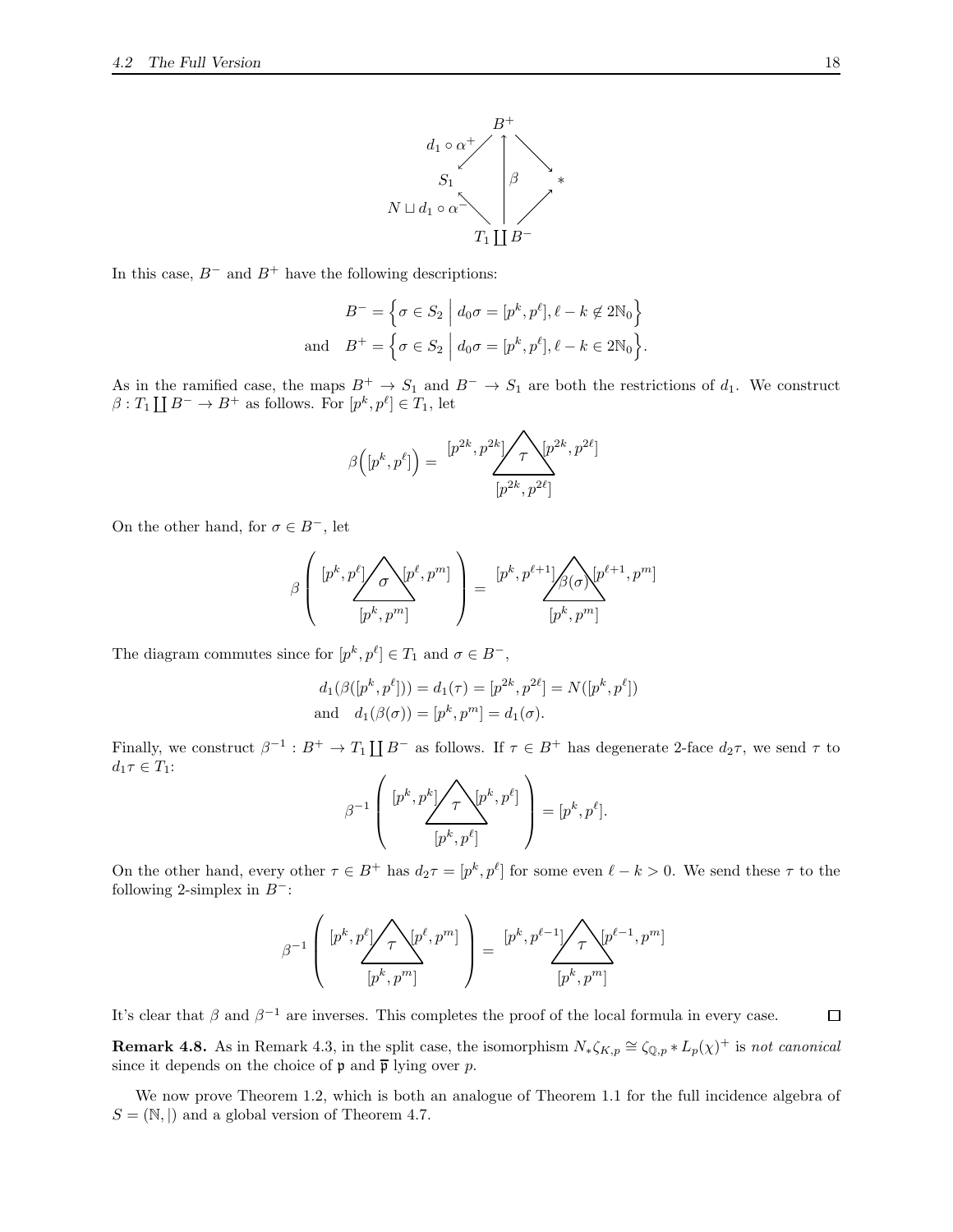$$
\begin{array}{ccccc}
 & & B^+ & & \\
 & \swarrow^{d_1 \circ \alpha^+} & \uparrow & \searrow & \\
S_1 & & \beta & & * \\
 & \nwarrow_{N \sqcup d_1 \circ \alpha^-} & & \nearrow & \\
 & & T_1 \coprod B^- & &
\end{array}
$$

In this case, $B^-$ and $B^+$ have the following descriptions:

$$
B^- = \Big\{ \sigma \in S_2 \;\Big|\; d_0\sigma = [p^k, p^\ell], \ell - k \notin 2\mathbb{N}_0 \Big\}
$$
$$
\text{and} \quad B^+ = \Big\{ \sigma \in S_2 \;\Big|\; d_0\sigma = [p^k, p^\ell], \ell - k \in 2\mathbb{N}_0 \Big\}.
$$

As in the ramified case, the maps $B^+ \to S_1$ and $B^- \to S_1$ are both the restrictions of $d_1$. We construct $\beta : T_1 \coprod B^- \to B^+$ as follows. For $[p^k, p^\ell] \in T_1$, let

$$
\beta\Big([p^k, p^\ell]\Big) = \tau, \quad \text{the 2-simplex with faces } [p^{2k}, p^{2k}],\ [p^{2k}, p^{2\ell}] \text{ and } [p^{2k}, p^{2\ell}]
$$

On the other hand, for $\sigma \in B^-$, let

$$
\beta\left(\sigma \text{ with faces } [p^k, p^\ell],\ [p^\ell, p^m],\ [p^k, p^m]\right) = \beta(\sigma) \text{ with faces } [p^k, p^{\ell+1}],\ [p^{\ell+1}, p^m],\ [p^k, p^m]
$$

The diagram commutes since for $[p^k, p^\ell] \in T_1$ and $\sigma \in B^-$,

$$
d_1(\beta([p^k, p^\ell])) = d_1(\tau) = [p^{2k}, p^{2\ell}] = N([p^k, p^\ell])
$$
$$
\text{and} \quad d_1(\beta(\sigma)) = [p^k, p^m] = d_1(\sigma).
$$

Finally, we construct $\beta^{-1} : B^+ \to T_1 \coprod B^-$ as follows. If $\tau \in B^+$ has degenerate 2-face $d_2\tau$, we send $\tau$ to $d_1\tau \in T_1$:

$$
\beta^{-1}\left(\tau \text{ with faces } [p^k, p^k],\ [p^k, p^\ell],\ [p^k, p^\ell]\right) = [p^k, p^\ell].
$$

On the other hand, every other $\tau \in B^+$ has $d_2\tau = [p^k, p^\ell]$ for some even $\ell - k > 0$. We send these $\tau$ to the following 2-simplex in $B^-$:

$$
\beta^{-1}\left(\tau \text{ with faces } [p^k, p^\ell],\ [p^\ell, p^m],\ [p^k, p^m]\right) = \tau \text{ with faces } [p^k, p^{\ell-1}],\ [p^{\ell-1}, p^m],\ [p^k, p^m]
$$

It's clear that $\beta$ and $\beta^{-1}$ are inverses. This completes the proof of the local formula in every case. $\square$

**Remark 4.8.** As in Remark 4.3, in the split case, the isomorphism $N_*\zeta_{K,p} \cong \zeta_{\mathbb{Q},p} * L_p(\chi)^+$ is *not canonical* since it depends on the choice of $\mathfrak{p}$ and $\overline{\mathfrak{p}}$ lying over $p$.

We now prove Theorem 1.2, which is both an analogue of Theorem 1.1 for the full incidence algebra of $S = (\mathbb{N}, |)$ and a global version of Theorem 4.7.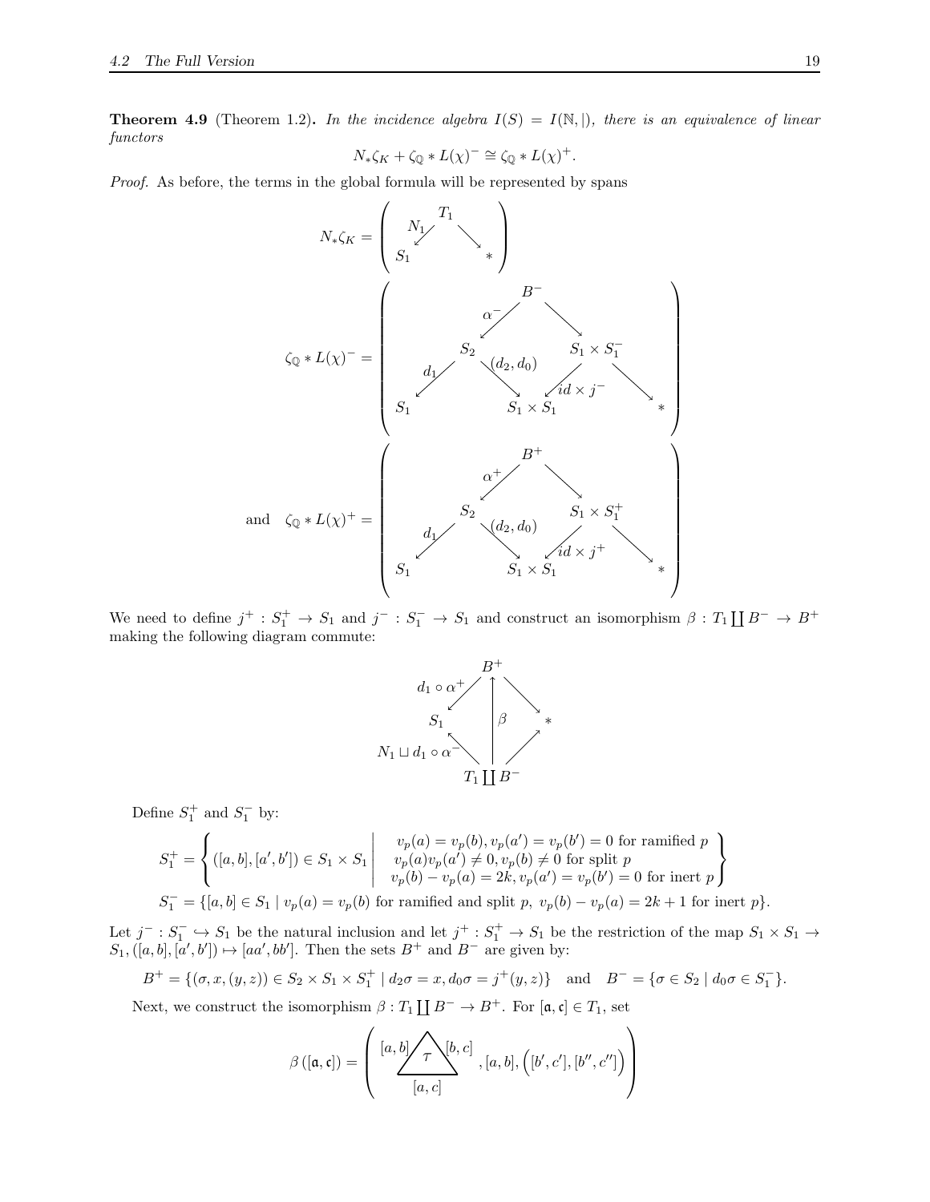**Theorem 4.9** (Theorem 1.2)**.** *In the incidence algebra $I(S) = I(\mathbb{N}, |)$, there is an equivalence of linear functors*

$$N_*\zeta_K + \zeta_{\mathbb{Q}} * L(\chi)^- \cong \zeta_{\mathbb{Q}} * L(\chi)^+.$$

*Proof.* As before, the terms in the global formula will be represented by spans

$$N_*\zeta_K = \left( S_1 \xleftarrow{N_1} T_1 \longrightarrow * \right)$$

$$\zeta_{\mathbb{Q}} * L(\chi)^- = \left( \begin{array}{c} \quad B^- \\ \alpha^- \swarrow \qquad \searrow \\ S_2 \qquad\qquad S_1 \times S_1^- \\ d_1 \swarrow \quad \searrow (d_2, d_0) \quad \swarrow id \times j^- \quad \searrow \\ S_1 \qquad\quad S_1 \times S_1 \qquad\quad * \end{array} \right)$$

$$\text{and} \quad \zeta_{\mathbb{Q}} * L(\chi)^+ = \left( \begin{array}{c} \quad B^+ \\ \alpha^+ \swarrow \qquad \searrow \\ S_2 \qquad\qquad S_1 \times S_1^+ \\ d_1 \swarrow \quad \searrow (d_2, d_0) \quad \swarrow id \times j^+ \quad \searrow \\ S_1 \qquad\quad S_1 \times S_1 \qquad\quad * \end{array} \right)$$

We need to define $j^+ : S_1^+ \to S_1$ and $j^- : S_1^- \to S_1$ and construct an isomorphism $\beta : T_1 \coprod B^- \to B^+$ making the following diagram commute:

$$\begin{array}{ccc} & B^+ & \\ d_1 \circ \alpha^+ \swarrow & \uparrow \beta & \searrow \\ S_1 & & * \\ N_1 \sqcup d_1 \circ \alpha^- \nwarrow & & \nearrow \\ & T_1 \coprod B^- & \end{array}$$

Define $S_1^+$ and $S_1^-$ by:

$$S_1^+ = \left\{ ([a,b],[a',b']) \in S_1 \times S_1 \;\middle|\; \begin{array}{c} v_p(a) = v_p(b), v_p(a') = v_p(b') = 0 \text{ for ramified } p \\ v_p(a)v_p(a') \neq 0, v_p(b) \neq 0 \text{ for split } p \\ v_p(b) - v_p(a) = 2k, v_p(a') = v_p(b') = 0 \text{ for inert } p \end{array} \right\}$$

$$S_1^- = \{[a,b] \in S_1 \mid v_p(a) = v_p(b) \text{ for ramified and split } p,\ v_p(b) - v_p(a) = 2k+1 \text{ for inert } p\}.$$

Let $j^- : S_1^- \hookrightarrow S_1$ be the natural inclusion and let $j^+ : S_1^+ \to S_1$ be the restriction of the map $S_1 \times S_1 \to S_1, ([a,b],[a',b']) \mapsto [aa', bb']$. Then the sets $B^+$ and $B^-$ are given by:

$$B^+ = \{(\sigma, x, (y,z)) \in S_2 \times S_1 \times S_1^+ \mid d_2\sigma = x, d_0\sigma = j^+(y,z)\} \quad \text{and} \quad B^- = \{\sigma \in S_2 \mid d_0\sigma \in S_1^-\}.$$

Next, we construct the isomorphism $\beta : T_1 \coprod B^- \to B^+$. For $[\mathfrak{a}, \mathfrak{c}] \in T_1$, set

$$\beta([\mathfrak{a}, \mathfrak{c}]) = \left( \tau \text{ with edges } [a,b], [b,c], [a,c],\ [a,b],\ \left([b',c'],[b'',c'']\right) \right)$$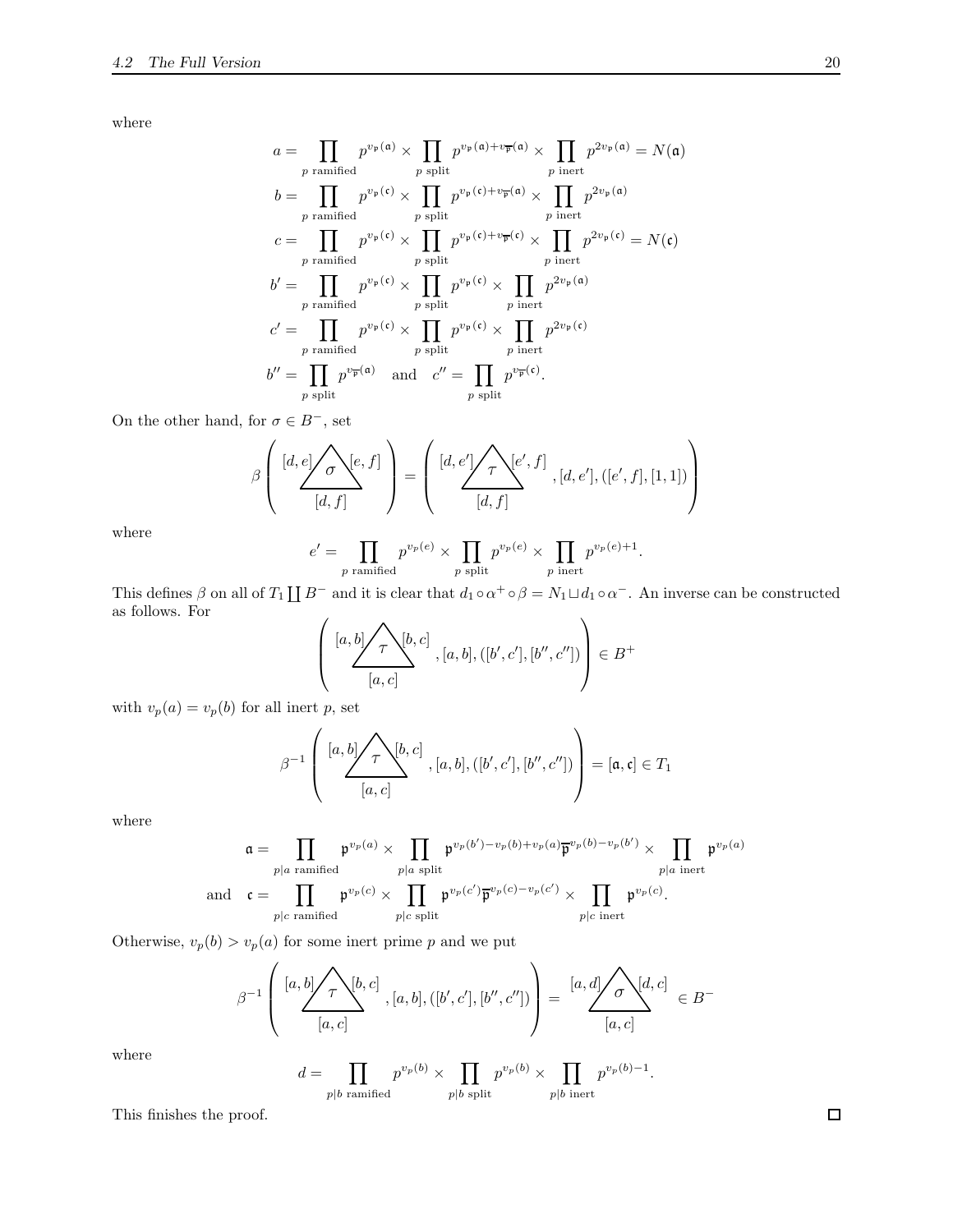where

$$
\begin{aligned}
a &= \prod_{p \text{ ramified}} p^{v_{\mathfrak{p}}(\mathfrak{a})} \times \prod_{p \text{ split}} p^{v_{\mathfrak{p}}(\mathfrak{a})+v_{\overline{\mathfrak{p}}}(\mathfrak{a})} \times \prod_{p \text{ inert}} p^{2v_{\mathfrak{p}}(\mathfrak{a})} = N(\mathfrak{a}) \\
b &= \prod_{p \text{ ramified}} p^{v_{\mathfrak{p}}(\mathfrak{c})} \times \prod_{p \text{ split}} p^{v_{\mathfrak{p}}(\mathfrak{c})+v_{\overline{\mathfrak{p}}}(\mathfrak{a})} \times \prod_{p \text{ inert}} p^{2v_{\mathfrak{p}}(\mathfrak{a})} \\
c &= \prod_{p \text{ ramified}} p^{v_{\mathfrak{p}}(\mathfrak{c})} \times \prod_{p \text{ split}} p^{v_{\mathfrak{p}}(\mathfrak{c})+v_{\overline{\mathfrak{p}}}(\mathfrak{c})} \times \prod_{p \text{ inert}} p^{2v_{\mathfrak{p}}(\mathfrak{c})} = N(\mathfrak{c}) \\
b' &= \prod_{p \text{ ramified}} p^{v_{\mathfrak{p}}(\mathfrak{c})} \times \prod_{p \text{ split}} p^{v_{\mathfrak{p}}(\mathfrak{c})} \times \prod_{p \text{ inert}} p^{2v_{\mathfrak{p}}(\mathfrak{a})} \\
c' &= \prod_{p \text{ ramified}} p^{v_{\mathfrak{p}}(\mathfrak{c})} \times \prod_{p \text{ split}} p^{v_{\mathfrak{p}}(\mathfrak{c})} \times \prod_{p \text{ inert}} p^{2v_{\mathfrak{p}}(\mathfrak{c})} \\
b'' &= \prod_{p \text{ split}} p^{v_{\overline{\mathfrak{p}}}(\mathfrak{a})} \quad \text{and} \quad c'' = \prod_{p \text{ split}} p^{v_{\overline{\mathfrak{p}}}(\mathfrak{c})}.
\end{aligned}
$$

On the other hand, for $\sigma \in B^-$, set

$$
\beta\left( \begin{array}{c} [d,e] \diagup \sigma \diagdown [e,f] \\ [d,f] \end{array} \right) = \left( \begin{array}{c} [d,e'] \diagup \tau \diagdown [e',f] \\ [d,f] \end{array}, [d,e'], ([e',f],[1,1]) \right)
$$

where

$$
e' = \prod_{p \text{ ramified}} p^{v_p(e)} \times \prod_{p \text{ split}} p^{v_p(e)} \times \prod_{p \text{ inert}} p^{v_p(e)+1}.
$$

This defines $\beta$ on all of $T_1 \coprod B^-$ and it is clear that $d_1 \circ \alpha^+ \circ \beta = N_1 \sqcup d_1 \circ \alpha^-$. An inverse can be constructed as follows. For

$$
\left( \begin{array}{c} [a,b] \diagup \tau \diagdown [b,c] \\ [a,c] \end{array}, [a,b], ([b',c'],[b'',c'']) \right) \in B^+
$$

with $v_p(a) = v_p(b)$ for all inert $p$, set

$$
\beta^{-1}\left( \begin{array}{c} [a,b] \diagup \tau \diagdown [b,c] \\ [a,c] \end{array}, [a,b], ([b',c'],[b'',c'']) \right) = [\mathfrak{a},\mathfrak{c}] \in T_1
$$

where

$$
\begin{aligned}
\mathfrak{a} &= \prod_{p|a \text{ ramified}} \mathfrak{p}^{v_p(a)} \times \prod_{p|a \text{ split}} \mathfrak{p}^{v_p(b')-v_p(b)+v_p(a)} \overline{\mathfrak{p}}^{v_p(b)-v_p(b')} \times \prod_{p|a \text{ inert}} \mathfrak{p}^{v_p(a)} \\
\text{and} \quad \mathfrak{c} &= \prod_{p|c \text{ ramified}} \mathfrak{p}^{v_p(c)} \times \prod_{p|c \text{ split}} \mathfrak{p}^{v_p(c')} \overline{\mathfrak{p}}^{v_p(c)-v_p(c')} \times \prod_{p|c \text{ inert}} \mathfrak{p}^{v_p(c)}.
\end{aligned}
$$

Otherwise, $v_p(b) > v_p(a)$ for some inert prime $p$ and we put

$$
\beta^{-1}\left( \begin{array}{c} [a,b] \diagup \tau \diagdown [b,c] \\ [a,c] \end{array}, [a,b], ([b',c'],[b'',c'']) \right) = \begin{array}{c} [a,d] \diagup \sigma \diagdown [d,c] \\ [a,c] \end{array} \in B^-
$$

where

$$
d = \prod_{p|b \text{ ramified}} p^{v_p(b)} \times \prod_{p|b \text{ split}} p^{v_p(b)} \times \prod_{p|b \text{ inert}} p^{v_p(b)-1}.
$$

This finishes the proof. □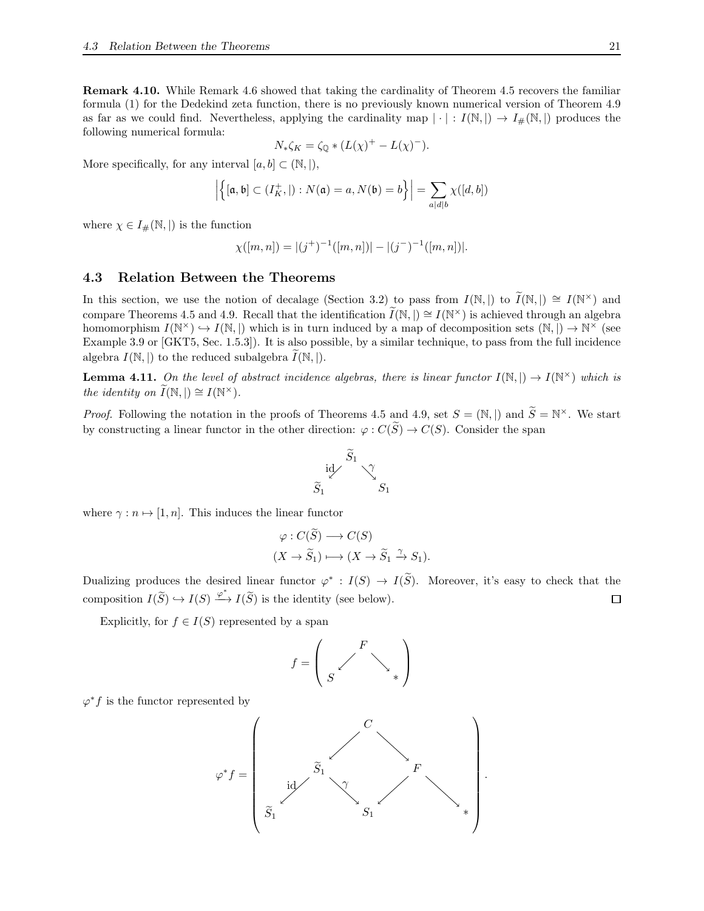**Remark 4.10.** While Remark 4.6 showed that taking the cardinality of Theorem 4.5 recovers the familiar formula (1) for the Dedekind zeta function, there is no previously known numerical version of Theorem 4.9 as far as we could find. Nevertheless, applying the cardinality map $|\cdot| : I(\mathbb{N}, |) \to I_{\#}(\mathbb{N}, |)$ produces the following numerical formula:

$$N_* \zeta_K = \zeta_{\mathbb{Q}} * (L(\chi)^+ - L(\chi)^-).$$

More specifically, for any interval $[a, b] \subset (\mathbb{N}, |)$,

$$\left| \left\{ [\mathfrak{a}, \mathfrak{b}] \subset (I_K^+, |) : N(\mathfrak{a}) = a, N(\mathfrak{b}) = b \right\} \right| = \sum_{a|d|b} \chi([d, b])$$

where $\chi \in I_{\#}(\mathbb{N}, |)$ is the function

$$\chi([m, n]) = |(j^+)^{-1}([m, n])| - |(j^-)^{-1}([m, n])|.$$

## 4.3 Relation Between the Theorems

In this section, we use the notion of decalage (Section 3.2) to pass from $I(\mathbb{N}, |)$ to $\widetilde{I}(\mathbb{N}, |) \cong I(\mathbb{N}^\times)$ and compare Theorems 4.5 and 4.9. Recall that the identification $\widetilde{I}(\mathbb{N}, |) \cong I(\mathbb{N}^\times)$ is achieved through an algebra homomorphism $I(\mathbb{N}^\times) \hookrightarrow I(\mathbb{N}, |)$ which is in turn induced by a map of decomposition sets $(\mathbb{N}, |) \to \mathbb{N}^\times$ (see Example 3.9 or [GKT5, Sec. 1.5.3]). It is also possible, by a similar technique, to pass from the full incidence algebra $I(\mathbb{N}, |)$ to the reduced subalgebra $\widetilde{I}(\mathbb{N}, |)$.

**Lemma 4.11.** *On the level of abstract incidence algebras, there is linear functor $I(\mathbb{N}, |) \to I(\mathbb{N}^\times)$ which is the identity on $\widetilde{I}(\mathbb{N}, |) \cong I(\mathbb{N}^\times)$.*

*Proof.* Following the notation in the proofs of Theorems 4.5 and 4.9, set $S = (\mathbb{N}, |)$ and $\widetilde{S} = \mathbb{N}^\times$. We start by constructing a linear functor in the other direction: $\varphi : C(\widetilde{S}) \to C(S)$. Consider the span

$$\widetilde{S}_1 \xleftarrow{\text{id}} \widetilde{S}_1 \xrightarrow{\gamma} S_1$$

where $\gamma : n \mapsto [1, n]$. This induces the linear functor

$$\begin{aligned} \varphi : C(\widetilde{S}) &\longrightarrow C(S) \\ (X \to \widetilde{S}_1) &\longmapsto (X \to \widetilde{S}_1 \xrightarrow{\gamma} S_1). \end{aligned}$$

Dualizing produces the desired linear functor $\varphi^* : I(S) \to I(\widetilde{S})$. Moreover, it's easy to check that the composition $I(\widetilde{S}) \hookrightarrow I(S) \xrightarrow{\varphi^*} I(\widetilde{S})$ is the identity (see below). ☐

Explicitly, for $f \in I(S)$ represented by a span

$$f = \left( S \leftarrow F \rightarrow * \right)$$

$\varphi^* f$ is the functor represented by

$$\varphi^* f = \left( \begin{array}{c} C \to \widetilde{S}_1,\quad C \to F \\ \widetilde{S}_1 \xleftarrow{\text{id}} \widetilde{S}_1 \xrightarrow{\gamma} S_1 \leftarrow F \rightarrow * \end{array} \right).$$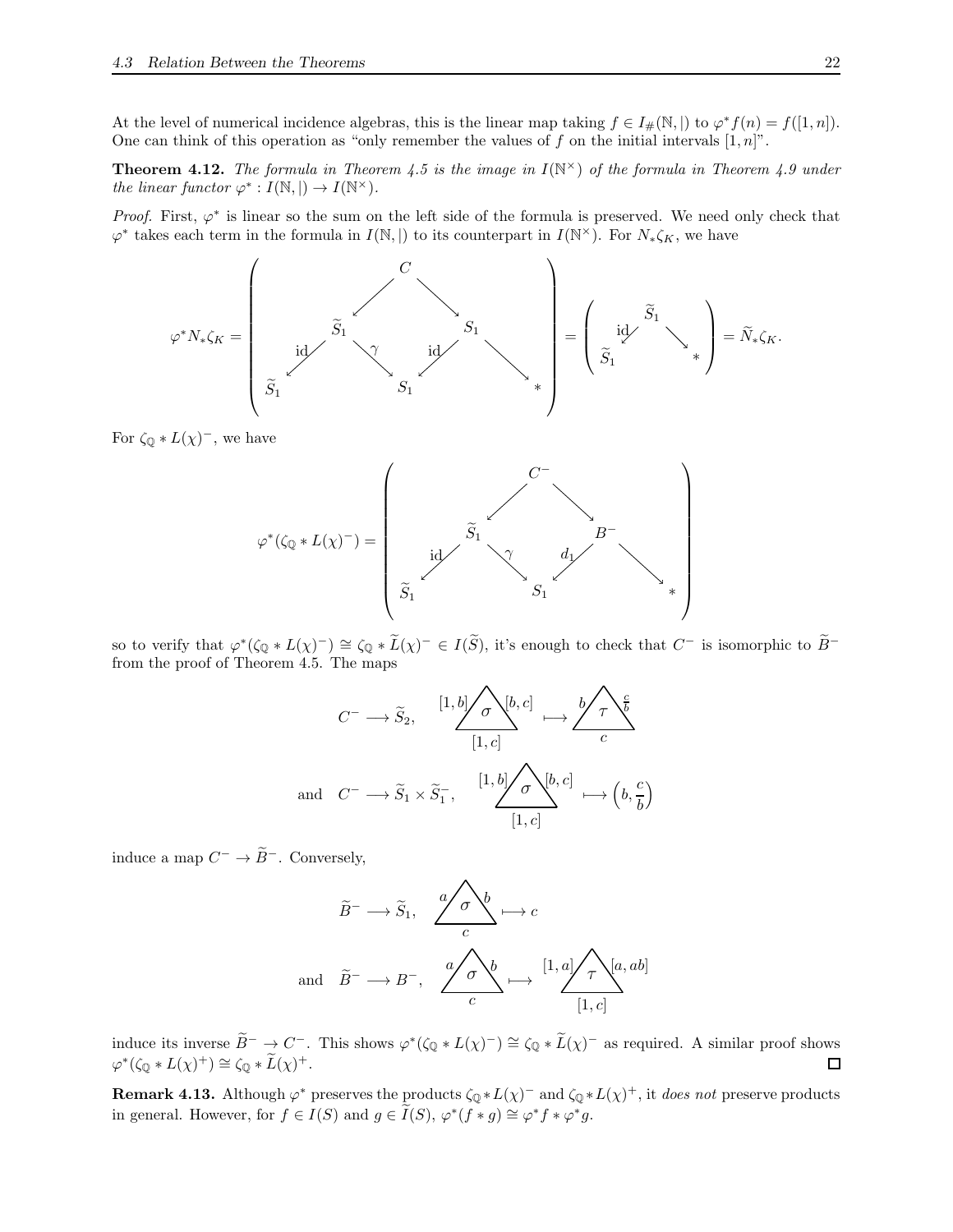At the level of numerical incidence algebras, this is the linear map taking $f \in I_\#(\mathbb{N}, |)$ to $\varphi^* f(n) = f([1,n])$. One can think of this operation as "only remember the values of $f$ on the initial intervals $[1,n]$".

**Theorem 4.12.** *The formula in Theorem 4.5 is the image in $I(\mathbb{N}^\times)$ of the formula in Theorem 4.9 under the linear functor $\varphi^* : I(\mathbb{N}, |) \to I(\mathbb{N}^\times)$.*

*Proof.* First, $\varphi^*$ is linear so the sum on the left side of the formula is preserved. We need only check that $\varphi^*$ takes each term in the formula in $I(\mathbb{N}, |)$ to its counterpart in $I(\mathbb{N}^\times)$. For $N_* \zeta_K$, we have

$$\varphi^* N_* \zeta_K = \left( \begin{array}{ccccccc} & & & C & & & \\ & & \swarrow & & \searrow & & \\ & \widetilde{S}_1 & & & & S_1 & \\ {\scriptstyle \mathrm{id}} \swarrow & & \searrow {\scriptstyle \gamma} & & {\scriptstyle \mathrm{id}} \swarrow & & \searrow \\ \widetilde{S}_1 & & & S_1 & & & * \end{array} \right) = \left( \begin{array}{ccc} & \widetilde{S}_1 & \\ {\scriptstyle \mathrm{id}} \swarrow & & \searrow \\ \widetilde{S}_1 & & * \end{array} \right) = \widetilde{N}_* \zeta_K.$$

For $\zeta_\mathbb{Q} * L(\chi)^-$, we have

$$\varphi^*(\zeta_\mathbb{Q} * L(\chi)^-) = \left( \begin{array}{ccccccc} & & & C^- & & & \\ & & \swarrow & & \searrow & & \\ & \widetilde{S}_1 & & & & B^- & \\ {\scriptstyle \mathrm{id}} \swarrow & & \searrow {\scriptstyle \gamma} & & {\scriptstyle d_1} \swarrow & & \searrow \\ \widetilde{S}_1 & & & S_1 & & & * \end{array} \right)$$

so to verify that $\varphi^*(\zeta_\mathbb{Q} * L(\chi)^-) \cong \zeta_\mathbb{Q} * \widetilde{L}(\chi)^- \in I(\widetilde{S})$, it's enough to check that $C^-$ is isomorphic to $\widetilde{B}^-$ from the proof of Theorem 4.5. The maps

$$C^- \longrightarrow \widetilde{S}_2, \qquad \sigma \ \text{(edges } [1,b], [b,c], [1,c]) \longmapsto \tau \ \text{(edges } b, \tfrac{c}{b}, c)$$

$$\text{and} \quad C^- \longrightarrow \widetilde{S}_1 \times \widetilde{S}_1^-, \qquad \sigma \ \text{(edges } [1,b], [b,c], [1,c]) \longmapsto \left(b, \frac{c}{b}\right)$$

induce a map $C^- \to \widetilde{B}^-$. Conversely,

$$\widetilde{B}^- \longrightarrow \widetilde{S}_1, \qquad \sigma \ \text{(edges } a, b, c) \longmapsto c$$

$$\text{and} \quad \widetilde{B}^- \longrightarrow B^-, \qquad \sigma \ \text{(edges } a, b, c) \longmapsto \tau \ \text{(edges } [1,a], [a,ab], [1,c])$$

induce its inverse $\widetilde{B}^- \to C^-$. This shows $\varphi^*(\zeta_\mathbb{Q} * L(\chi)^-) \cong \zeta_\mathbb{Q} * \widetilde{L}(\chi)^-$ as required. A similar proof shows $\varphi^*(\zeta_\mathbb{Q} * L(\chi)^+) \cong \zeta_\mathbb{Q} * \widetilde{L}(\chi)^+$. □

**Remark 4.13.** Although $\varphi^*$ preserves the products $\zeta_\mathbb{Q} * L(\chi)^-$ and $\zeta_\mathbb{Q} * L(\chi)^+$, it *does not* preserve products in general. However, for $f \in I(S)$ and $g \in \widetilde{I}(S)$, $\varphi^*(f * g) \cong \varphi^* f * \varphi^* g$.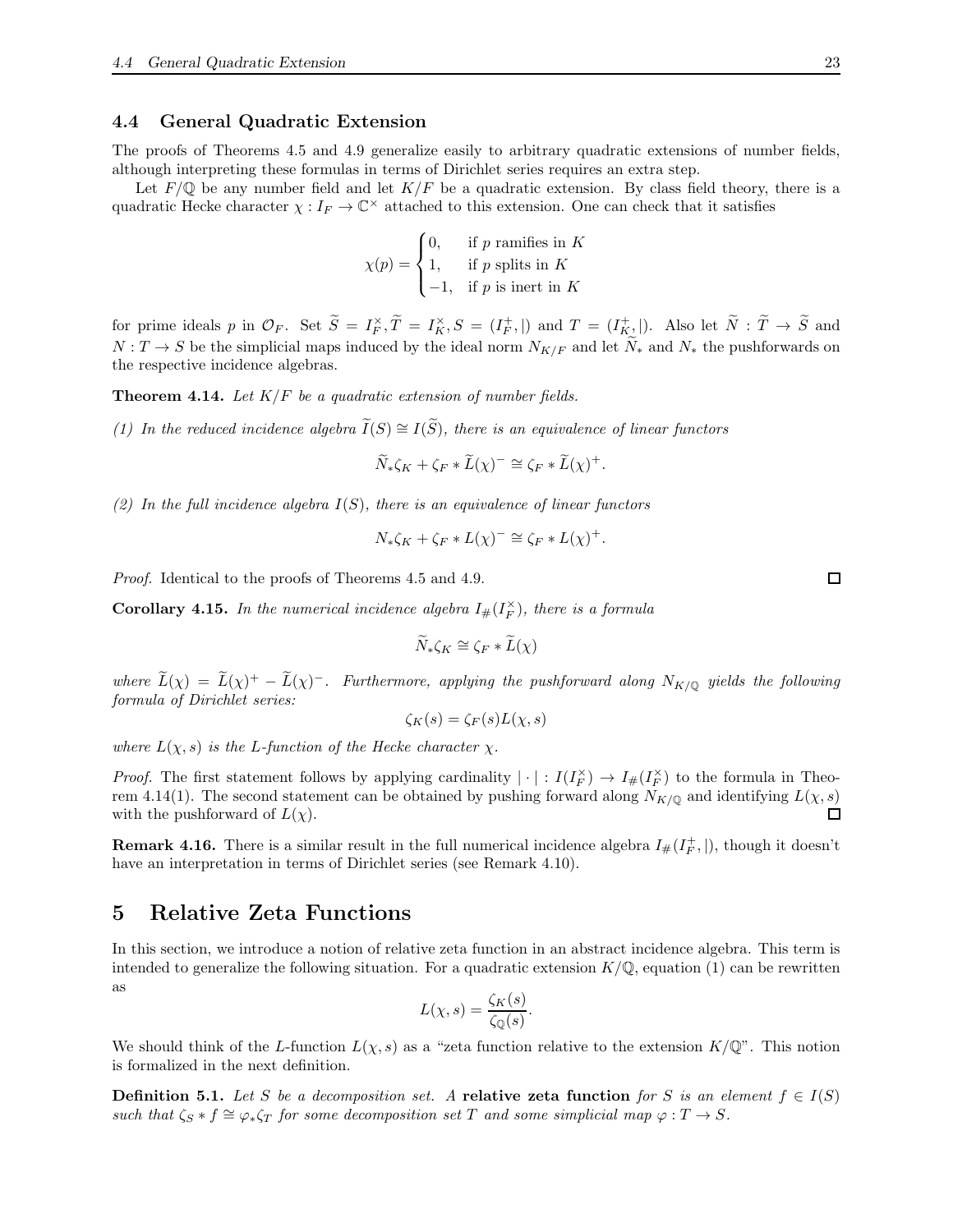### 4.4 General Quadratic Extension

The proofs of Theorems 4.5 and 4.9 generalize easily to arbitrary quadratic extensions of number fields, although interpreting these formulas in terms of Dirichlet series requires an extra step.

Let $F/\mathbb{Q}$ be any number field and let $K/F$ be a quadratic extension. By class field theory, there is a quadratic Hecke character $\chi : I_F \to \mathbb{C}^\times$ attached to this extension. One can check that it satisfies

$$\chi(p) = \begin{cases} 0, & \text{if } p \text{ ramifies in } K \\ 1, & \text{if } p \text{ splits in } K \\ -1, & \text{if } p \text{ is inert in } K \end{cases}$$

for prime ideals $p$ in $\mathcal{O}_F$. Set $\widetilde{S} = I_F^\times, \widetilde{T} = I_K^\times, S = (I_F^+, |)$ and $T = (I_K^+, |)$. Also let $\widetilde{N} : \widetilde{T} \to \widetilde{S}$ and $N : T \to S$ be the simplicial maps induced by the ideal norm $N_{K/F}$ and let $\widetilde{N}_*$ and $N_*$ the pushforwards on the respective incidence algebras.

**Theorem 4.14.** *Let $K/F$ be a quadratic extension of number fields.*

*(1) In the reduced incidence algebra $\widetilde{I}(S) \cong I(\widetilde{S})$, there is an equivalence of linear functors*

$$\widetilde{N}_*\zeta_K + \zeta_F * \widetilde{L}(\chi)^- \cong \zeta_F * \widetilde{L}(\chi)^+.$$

*(2) In the full incidence algebra $I(S)$, there is an equivalence of linear functors*

$$N_*\zeta_K + \zeta_F * L(\chi)^- \cong \zeta_F * L(\chi)^+.$$

*Proof.* Identical to the proofs of Theorems 4.5 and 4.9. □

**Corollary 4.15.** *In the numerical incidence algebra $I_\#(I_F^\times)$, there is a formula*

$$\widetilde{N}_*\zeta_K \cong \zeta_F * \widetilde{L}(\chi)$$

*where $\widetilde{L}(\chi) = \widetilde{L}(\chi)^+ - \widetilde{L}(\chi)^-$. Furthermore, applying the pushforward along $N_{K/\mathbb{Q}}$ yields the following formula of Dirichlet series:*

$$\zeta_K(s) = \zeta_F(s)L(\chi, s)$$

*where $L(\chi, s)$ is the L-function of the Hecke character $\chi$.*

*Proof.* The first statement follows by applying cardinality $|\cdot| : I(I_F^\times) \to I_\#(I_F^\times)$ to the formula in Theorem 4.14(1). The second statement can be obtained by pushing forward along $N_{K/\mathbb{Q}}$ and identifying $L(\chi, s)$ with the pushforward of $L(\chi)$. □

**Remark 4.16.** There is a similar result in the full numerical incidence algebra $I_\#(I_F^+, |)$, though it doesn't have an interpretation in terms of Dirichlet series (see Remark 4.10).

# 5 Relative Zeta Functions

In this section, we introduce a notion of relative zeta function in an abstract incidence algebra. This term is intended to generalize the following situation. For a quadratic extension $K/\mathbb{Q}$, equation (1) can be rewritten as

$$L(\chi, s) = \frac{\zeta_K(s)}{\zeta_\mathbb{Q}(s)}.$$

We should think of the $L$-function $L(\chi, s)$ as a "zeta function relative to the extension $K/\mathbb{Q}$". This notion is formalized in the next definition.

**Definition 5.1.** *Let $S$ be a decomposition set. A* **relative zeta function** *for $S$ is an element $f \in I(S)$ such that $\zeta_S * f \cong \varphi_*\zeta_T$ for some decomposition set $T$ and some simplicial map $\varphi : T \to S$.*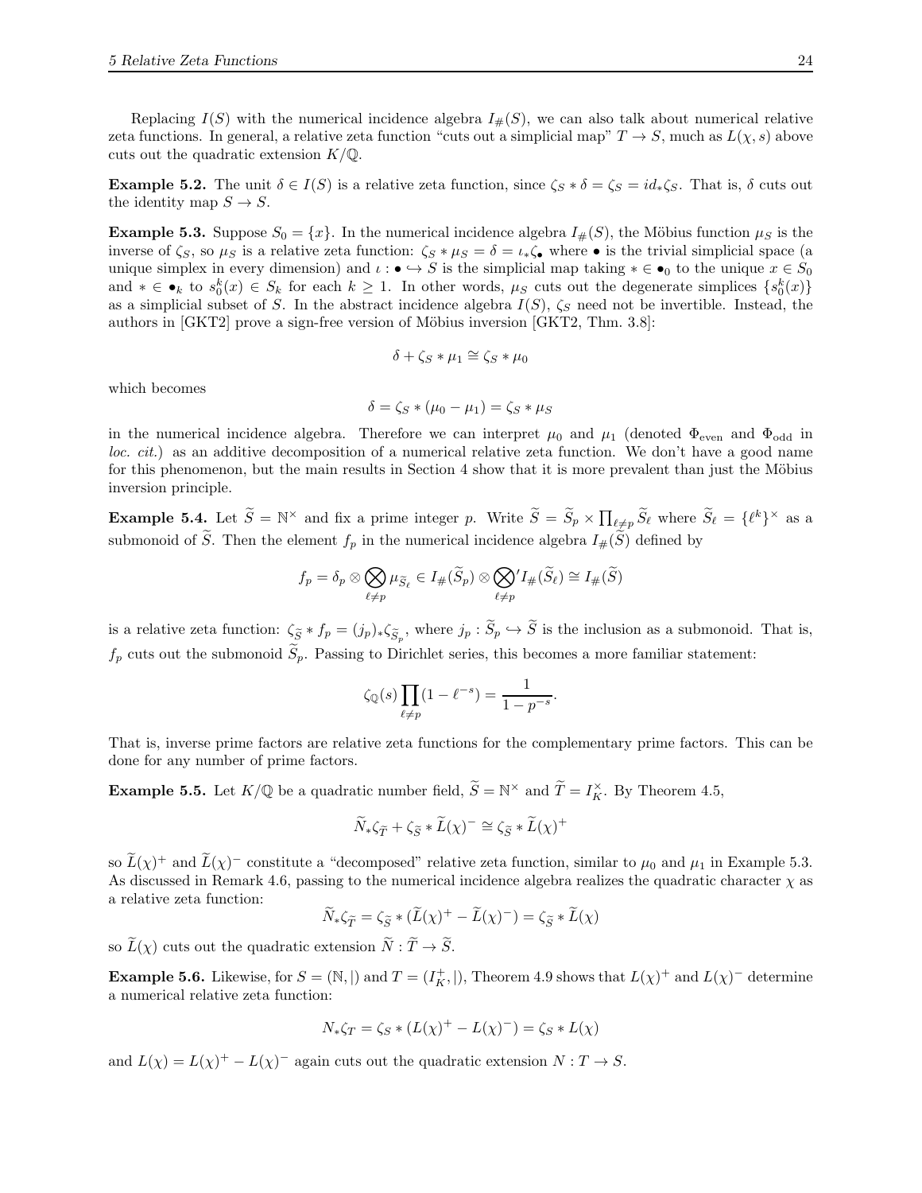Replacing $I(S)$ with the numerical incidence algebra $I_\#(S)$, we can also talk about numerical relative zeta functions. In general, a relative zeta function "cuts out a simplicial map" $T \to S$, much as $L(\chi, s)$ above cuts out the quadratic extension $K/\mathbb{Q}$.

**Example 5.2.** The unit $\delta \in I(S)$ is a relative zeta function, since $\zeta_S * \delta = \zeta_S = id_*\zeta_S$. That is, $\delta$ cuts out the identity map $S \to S$.

**Example 5.3.** Suppose $S_0 = \{x\}$. In the numerical incidence algebra $I_\#(S)$, the Möbius function $\mu_S$ is the inverse of $\zeta_S$, so $\mu_S$ is a relative zeta function: $\zeta_S * \mu_S = \delta = \iota_*\zeta_\bullet$ where $\bullet$ is the trivial simplicial space (a unique simplex in every dimension) and $\iota : \bullet \hookrightarrow S$ is the simplicial map taking $* \in \bullet_0$ to the unique $x \in S_0$ and $* \in \bullet_k$ to $s_0^k(x) \in S_k$ for each $k \geq 1$. In other words, $\mu_S$ cuts out the degenerate simplices $\{s_0^k(x)\}$ as a simplicial subset of $S$. In the abstract incidence algebra $I(S)$, $\zeta_S$ need not be invertible. Instead, the authors in [GKT2] prove a sign-free version of Möbius inversion [GKT2, Thm. 3.8]:

$$\delta + \zeta_S * \mu_1 \cong \zeta_S * \mu_0$$

which becomes

$$\delta = \zeta_S * (\mu_0 - \mu_1) = \zeta_S * \mu_S$$

in the numerical incidence algebra. Therefore we can interpret $\mu_0$ and $\mu_1$ (denoted $\Phi_{\text{even}}$ and $\Phi_{\text{odd}}$ in *loc. cit.*) as an additive decomposition of a numerical relative zeta function. We don't have a good name for this phenomenon, but the main results in Section 4 show that it is more prevalent than just the Möbius inversion principle.

**Example 5.4.** Let $\widetilde{S} = \mathbb{N}^\times$ and fix a prime integer $p$. Write $\widetilde{S} = \widetilde{S}_p \times \prod_{\ell \neq p} \widetilde{S}_\ell$ where $\widetilde{S}_\ell = \{\ell^k\}^\times$ as a submonoid of $\widetilde{S}$. Then the element $f_p$ in the numerical incidence algebra $I_\#(\widetilde{S})$ defined by

$$f_p = \delta_p \otimes \bigotimes_{\ell \neq p} \mu_{\widetilde{S}_\ell} \in I_\#(\widetilde{S}_p) \otimes \bigotimes_{\ell \neq p}{}' I_\#(\widetilde{S}_\ell) \cong I_\#(\widetilde{S})$$

is a relative zeta function: $\zeta_{\widetilde{S}} * f_p = (j_p)_*\zeta_{\widetilde{S}_p}$, where $j_p : \widetilde{S}_p \hookrightarrow \widetilde{S}$ is the inclusion as a submonoid. That is, $f_p$ cuts out the submonoid $\widetilde{S}_p$. Passing to Dirichlet series, this becomes a more familiar statement:

$$\zeta_\mathbb{Q}(s) \prod_{\ell \neq p} (1 - \ell^{-s}) = \frac{1}{1 - p^{-s}}.$$

That is, inverse prime factors are relative zeta functions for the complementary prime factors. This can be done for any number of prime factors.

**Example 5.5.** Let $K/\mathbb{Q}$ be a quadratic number field, $\widetilde{S} = \mathbb{N}^\times$ and $\widetilde{T} = I_K^\times$. By Theorem 4.5,

$$\widetilde{N}_*\zeta_{\widetilde{T}} + \zeta_{\widetilde{S}} * \widetilde{L}(\chi)^- \cong \zeta_{\widetilde{S}} * \widetilde{L}(\chi)^+$$

so $\widetilde{L}(\chi)^+$ and $\widetilde{L}(\chi)^-$ constitute a "decomposed" relative zeta function, similar to $\mu_0$ and $\mu_1$ in Example 5.3. As discussed in Remark 4.6, passing to the numerical incidence algebra realizes the quadratic character $\chi$ as a relative zeta function:

$$\widetilde{N}_*\zeta_{\widetilde{T}} = \zeta_{\widetilde{S}} * (\widetilde{L}(\chi)^+ - \widetilde{L}(\chi)^-) = \zeta_{\widetilde{S}} * \widetilde{L}(\chi)$$

so $\widetilde{L}(\chi)$ cuts out the quadratic extension $\widetilde{N} : \widetilde{T} \to \widetilde{S}$.

**Example 5.6.** Likewise, for $S = (\mathbb{N}, |)$ and $T = (I_K^+, |)$, Theorem 4.9 shows that $L(\chi)^+$ and $L(\chi)^-$ determine a numerical relative zeta function:

$$N_*\zeta_T = \zeta_S * (L(\chi)^+ - L(\chi)^-) = \zeta_S * L(\chi)$$

and $L(\chi) = L(\chi)^+ - L(\chi)^-$ again cuts out the quadratic extension $N : T \to S$.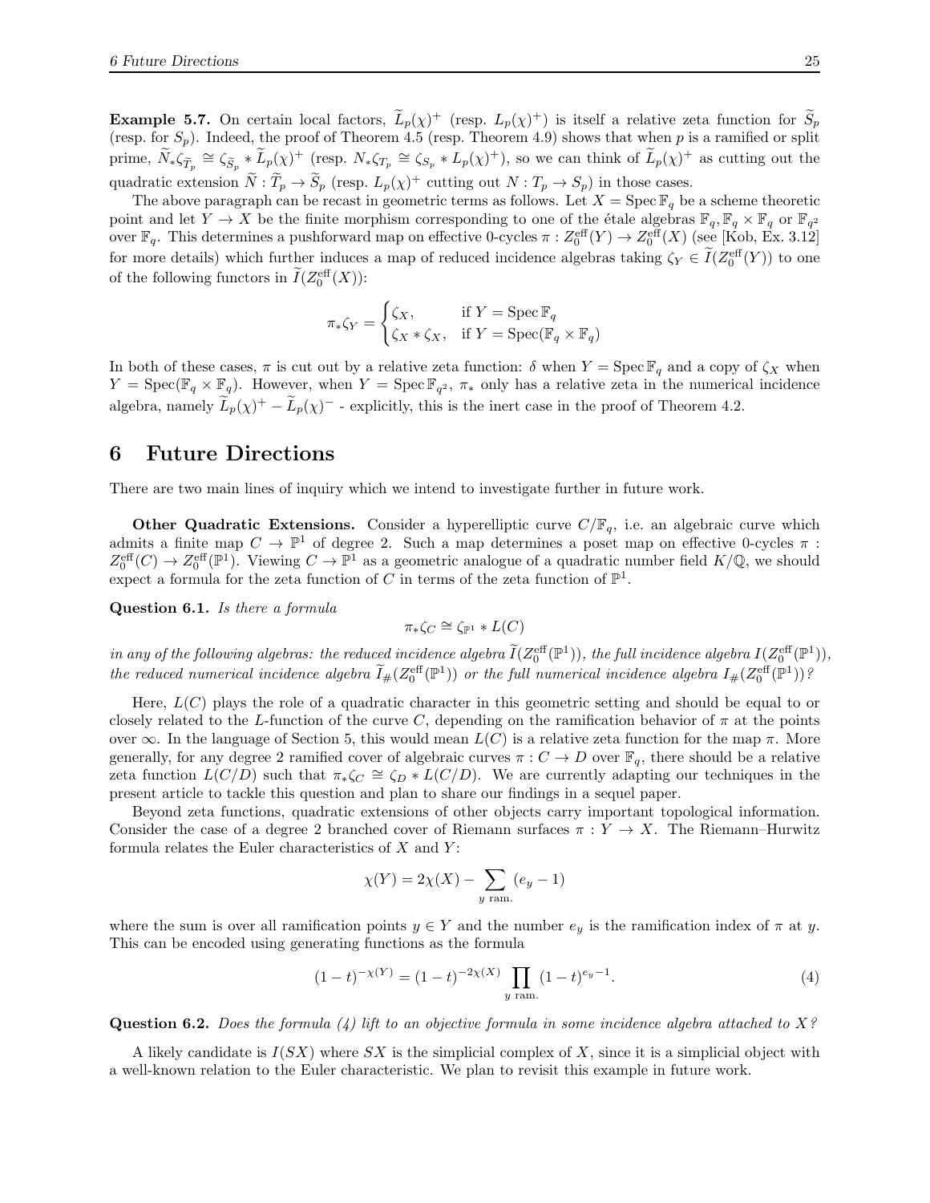**Example 5.7.** On certain local factors, $\widetilde{L}_p(\chi)^+$ (resp. $L_p(\chi)^+$) is itself a relative zeta function for $\widetilde{S}_p$ (resp. for $S_p$). Indeed, the proof of Theorem 4.5 (resp. Theorem 4.9) shows that when $p$ is a ramified or split prime, $\widetilde{N}_*\zeta_{\widetilde{T}_p} \cong \zeta_{\widetilde{S}_p} * \widetilde{L}_p(\chi)^+$ (resp. $N_*\zeta_{T_p} \cong \zeta_{S_p} * L_p(\chi)^+$), so we can think of $\widetilde{L}_p(\chi)^+$ as cutting out the quadratic extension $\widetilde{N} : \widetilde{T}_p \to \widetilde{S}_p$ (resp. $L_p(\chi)^+$ cutting out $N : T_p \to S_p$) in those cases.

The above paragraph can be recast in geometric terms as follows. Let $X = \operatorname{Spec} \mathbb{F}_q$ be a scheme theoretic point and let $Y \to X$ be the finite morphism corresponding to one of the étale algebras $\mathbb{F}_q, \mathbb{F}_q \times \mathbb{F}_q$ or $\mathbb{F}_{q^2}$ over $\mathbb{F}_q$. This determines a pushforward map on effective 0-cycles $\pi : Z_0^{\text{eff}}(Y) \to Z_0^{\text{eff}}(X)$ (see [Kob, Ex. 3.12] for more details) which further induces a map of reduced incidence algebras taking $\zeta_Y \in \widetilde{I}(Z_0^{\text{eff}}(Y))$ to one of the following functors in $\widetilde{I}(Z_0^{\text{eff}}(X))$:

$$\pi_*\zeta_Y = \begin{cases} \zeta_X, & \text{if } Y = \operatorname{Spec} \mathbb{F}_q \\ \zeta_X * \zeta_X, & \text{if } Y = \operatorname{Spec}(\mathbb{F}_q \times \mathbb{F}_q) \end{cases}$$

In both of these cases, $\pi$ is cut out by a relative zeta function: $\delta$ when $Y = \operatorname{Spec} \mathbb{F}_q$ and a copy of $\zeta_X$ when $Y = \operatorname{Spec}(\mathbb{F}_q \times \mathbb{F}_q)$. However, when $Y = \operatorname{Spec} \mathbb{F}_{q^2}$, $\pi_*$ only has a relative zeta in the numerical incidence algebra, namely $\widetilde{L}_p(\chi)^+ - \widetilde{L}_p(\chi)^-$ - explicitly, this is the inert case in the proof of Theorem 4.2.

# 6 Future Directions

There are two main lines of inquiry which we intend to investigate further in future work.

**Other Quadratic Extensions.** Consider a hyperelliptic curve $C/\mathbb{F}_q$, i.e. an algebraic curve which admits a finite map $C \to \mathbb{P}^1$ of degree 2. Such a map determines a poset map on effective 0-cycles $\pi : Z_0^{\text{eff}}(C) \to Z_0^{\text{eff}}(\mathbb{P}^1)$. Viewing $C \to \mathbb{P}^1$ as a geometric analogue of a quadratic number field $K/\mathbb{Q}$, we should expect a formula for the zeta function of $C$ in terms of the zeta function of $\mathbb{P}^1$.

**Question 6.1.** *Is there a formula*

$$\pi_*\zeta_C \cong \zeta_{\mathbb{P}^1} * L(C)$$

*in any of the following algebras: the reduced incidence algebra $\widetilde{I}(Z_0^{\text{eff}}(\mathbb{P}^1))$, the full incidence algebra $I(Z_0^{\text{eff}}(\mathbb{P}^1))$, the reduced numerical incidence algebra $\widetilde{I}_\#(Z_0^{\text{eff}}(\mathbb{P}^1))$ or the full numerical incidence algebra $I_\#(Z_0^{\text{eff}}(\mathbb{P}^1))$?*

Here, $L(C)$ plays the role of a quadratic character in this geometric setting and should be equal to or closely related to the $L$-function of the curve $C$, depending on the ramification behavior of $\pi$ at the points over $\infty$. In the language of Section 5, this would mean $L(C)$ is a relative zeta function for the map $\pi$. More generally, for any degree 2 ramified cover of algebraic curves $\pi : C \to D$ over $\mathbb{F}_q$, there should be a relative zeta function $L(C/D)$ such that $\pi_*\zeta_C \cong \zeta_D * L(C/D)$. We are currently adapting our techniques in the present article to tackle this question and plan to share our findings in a sequel paper.

Beyond zeta functions, quadratic extensions of other objects carry important topological information. Consider the case of a degree 2 branched cover of Riemann surfaces $\pi : Y \to X$. The Riemann–Hurwitz formula relates the Euler characteristics of $X$ and $Y$:

$$\chi(Y) = 2\chi(X) - \sum_{y \text{ ram.}} (e_y - 1)$$

where the sum is over all ramification points $y \in Y$ and the number $e_y$ is the ramification index of $\pi$ at $y$. This can be encoded using generating functions as the formula

$$(1-t)^{-\chi(Y)} = (1-t)^{-2\chi(X)} \prod_{y \text{ ram.}} (1-t)^{e_y - 1}. \tag{4}$$

**Question 6.2.** *Does the formula (4) lift to an objective formula in some incidence algebra attached to $X$?*

A likely candidate is $I(SX)$ where $SX$ is the simplicial complex of $X$, since it is a simplicial object with a well-known relation to the Euler characteristic. We plan to revisit this example in future work.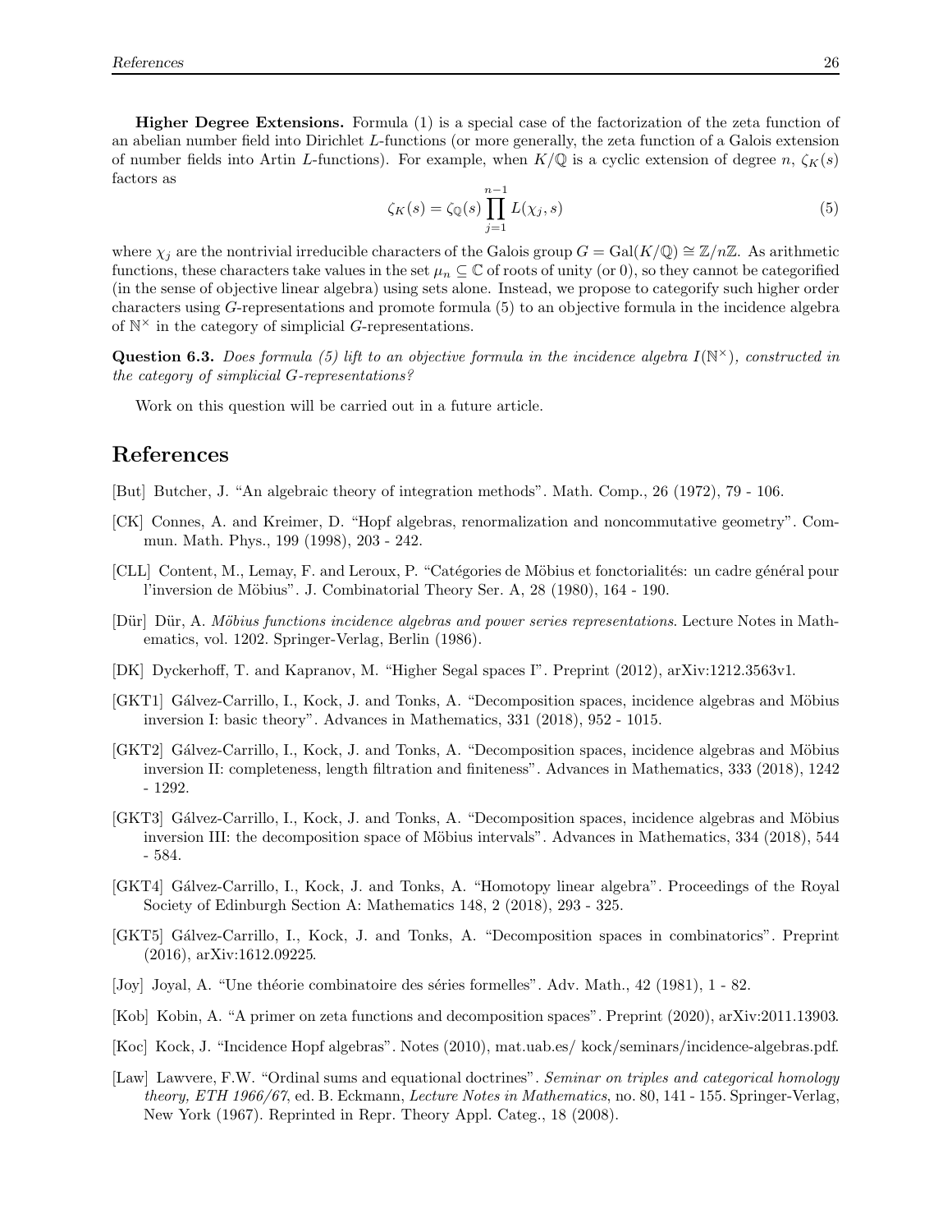**Higher Degree Extensions.** Formula (1) is a special case of the factorization of the zeta function of an abelian number field into Dirichlet $L$-functions (or more generally, the zeta function of a Galois extension of number fields into Artin $L$-functions). For example, when $K/\mathbb{Q}$ is a cyclic extension of degree $n$, $\zeta_K(s)$ factors as

$$\zeta_K(s) = \zeta_{\mathbb{Q}}(s) \prod_{j=1}^{n-1} L(\chi_j, s) \tag{5}$$

where $\chi_j$ are the nontrivial irreducible characters of the Galois group $G = \mathrm{Gal}(K/\mathbb{Q}) \cong \mathbb{Z}/n\mathbb{Z}$. As arithmetic functions, these characters take values in the set $\mu_n \subseteq \mathbb{C}$ of roots of unity (or 0), so they cannot be categorified (in the sense of objective linear algebra) using sets alone. Instead, we propose to categorify such higher order characters using $G$-representations and promote formula (5) to an objective formula in the incidence algebra of $\mathbb{N}^\times$ in the category of simplicial $G$-representations.

**Question 6.3.** *Does formula (5) lift to an objective formula in the incidence algebra $I(\mathbb{N}^\times)$, constructed in the category of simplicial $G$-representations?*

Work on this question will be carried out in a future article.

## References

[But] Butcher, J. "An algebraic theory of integration methods". Math. Comp., 26 (1972), 79 - 106.

[CK] Connes, A. and Kreimer, D. "Hopf algebras, renormalization and noncommutative geometry". Commun. Math. Phys., 199 (1998), 203 - 242.

[CLL] Content, M., Lemay, F. and Leroux, P. "Catégories de Möbius et fonctorialités: un cadre général pour l'inversion de Möbius". J. Combinatorial Theory Ser. A, 28 (1980), 164 - 190.

[Dür] Dür, A. *Möbius functions incidence algebras and power series representations*. Lecture Notes in Mathematics, vol. 1202. Springer-Verlag, Berlin (1986).

[DK] Dyckerhoff, T. and Kapranov, M. "Higher Segal spaces I". Preprint (2012), arXiv:1212.3563v1.

[GKT1] Gálvez-Carrillo, I., Kock, J. and Tonks, A. "Decomposition spaces, incidence algebras and Möbius inversion I: basic theory". Advances in Mathematics, 331 (2018), 952 - 1015.

[GKT2] Gálvez-Carrillo, I., Kock, J. and Tonks, A. "Decomposition spaces, incidence algebras and Möbius inversion II: completeness, length filtration and finiteness". Advances in Mathematics, 333 (2018), 1242 - 1292.

[GKT3] Gálvez-Carrillo, I., Kock, J. and Tonks, A. "Decomposition spaces, incidence algebras and Möbius inversion III: the decomposition space of Möbius intervals". Advances in Mathematics, 334 (2018), 544 - 584.

[GKT4] Gálvez-Carrillo, I., Kock, J. and Tonks, A. "Homotopy linear algebra". Proceedings of the Royal Society of Edinburgh Section A: Mathematics 148, 2 (2018), 293 - 325.

[GKT5] Gálvez-Carrillo, I., Kock, J. and Tonks, A. "Decomposition spaces in combinatorics". Preprint (2016), arXiv:1612.09225.

[Joy] Joyal, A. "Une théorie combinatoire des séries formelles". Adv. Math., 42 (1981), 1 - 82.

[Kob] Kobin, A. "A primer on zeta functions and decomposition spaces". Preprint (2020), arXiv:2011.13903.

[Koc] Kock, J. "Incidence Hopf algebras". Notes (2010), mat.uab.es/ kock/seminars/incidence-algebras.pdf.

[Law] Lawvere, F.W. "Ordinal sums and equational doctrines". *Seminar on triples and categorical homology theory, ETH 1966/67*, ed. B. Eckmann, *Lecture Notes in Mathematics*, no. 80, 141 - 155. Springer-Verlag, New York (1967). Reprinted in Repr. Theory Appl. Categ., 18 (2008).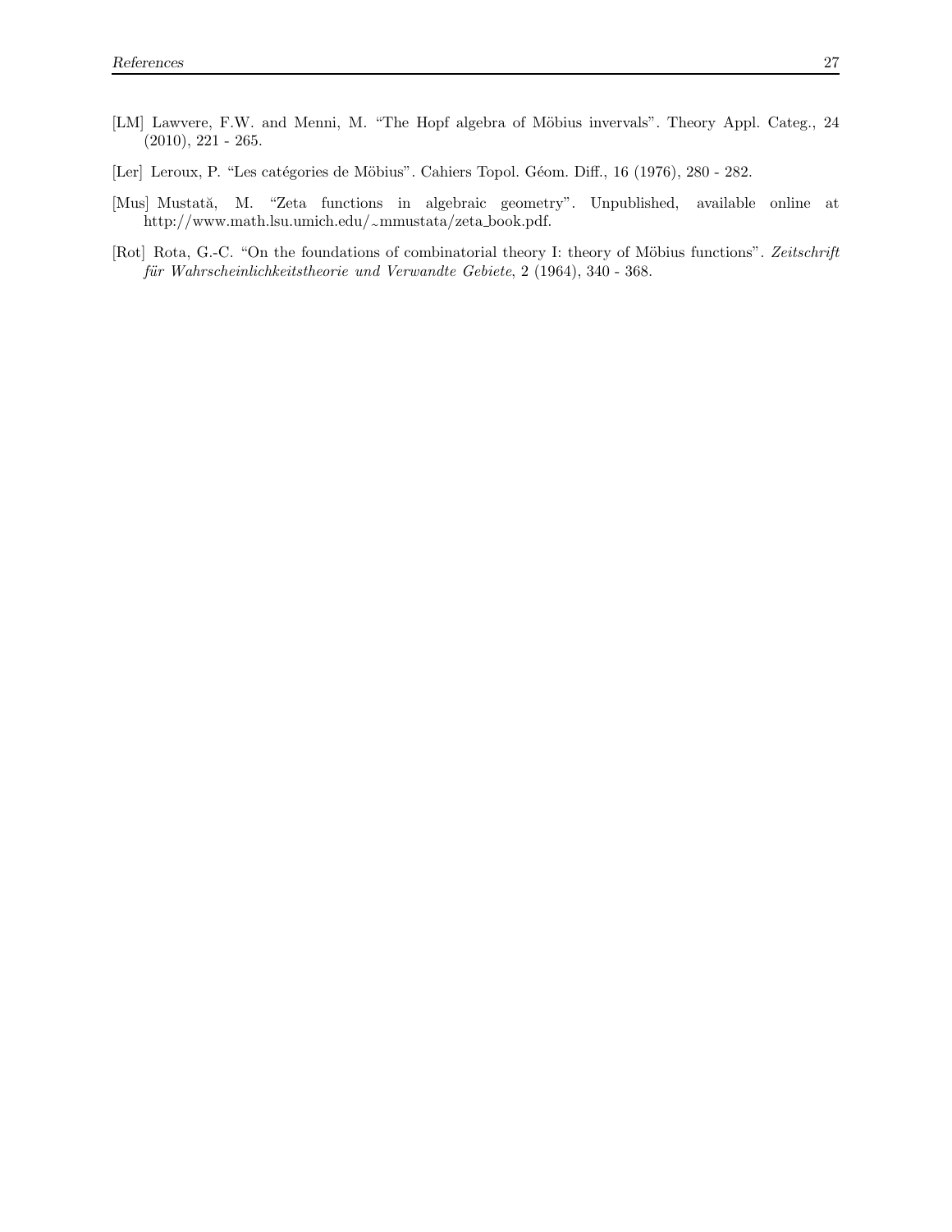[LM] Lawvere, F.W. and Menni, M. "The Hopf algebra of Möbius invervals". Theory Appl. Categ., 24 (2010), 221 - 265.

[Ler] Leroux, P. "Les catégories de Möbius". Cahiers Topol. Géom. Diff., 16 (1976), 280 - 282.

[Mus] Mustaţă, M. "Zeta functions in algebraic geometry". Unpublished, available online at http://www.math.lsu.umich.edu/~mmustata/zeta_book.pdf.

[Rot] Rota, G.-C. "On the foundations of combinatorial theory I: theory of Möbius functions". *Zeitschrift für Wahrscheinlichkeitstheorie und Verwandte Gebiete*, 2 (1964), 340 - 368.